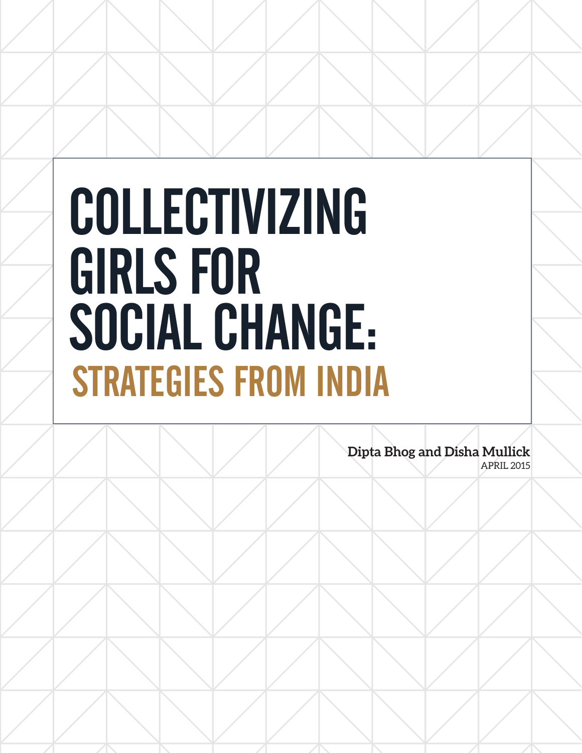# COLLECTIVIZING GIRLS FOR SOCIAL CHANGE:

## STRATEGIES FROM INDIA

**Dipta Bhog and Disha Mullick**

APRIL 2015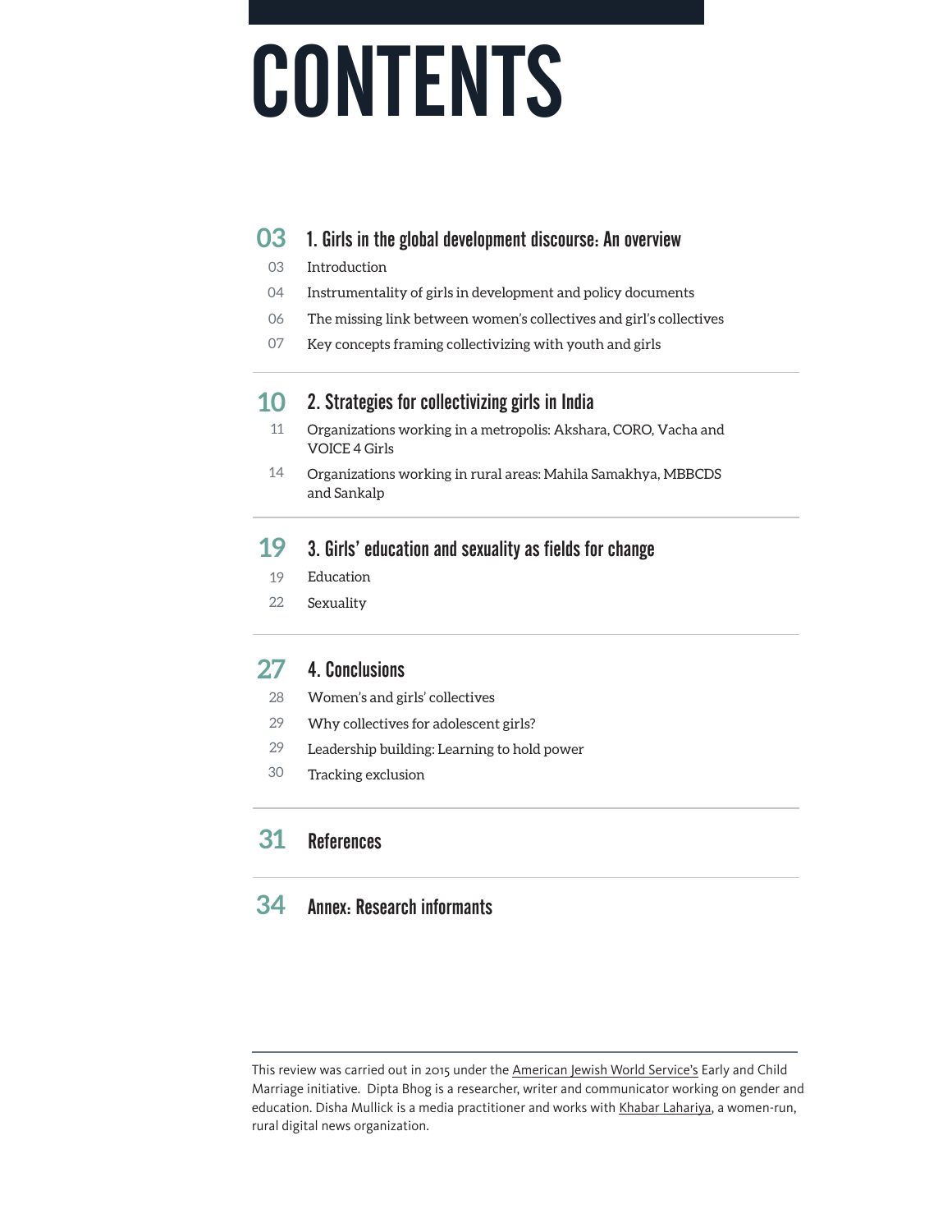# CONTENTS

**03 1. Girls in the global development discourse: An overview**

- 03 Introduction
- 04 Instrumentality of girls in development and policy documents
- 06 The missing link between women's collectives and girl's collectives
- 07 Key concepts framing collectivizing with youth and girls

**10 2. Strategies for collectivizing girls in India**

- 11 Organizations working in a metropolis: Akshara, CORO, Vacha and VOICE 4 Girls
- 14 Organizations working in rural areas: Mahila Samakhya, MBBCDS and Sankalp

**19 3. Girls' education and sexuality as fields for change**

- 19 Education
- 22 Sexuality

**27 4. Conclusions**

- 28 Women's and girls' collectives
- 29 Why collectives for adolescent girls?
- 29 Leadership building: Learning to hold power
- 30 Tracking exclusion

**31 References**

**34 Annex: Research informants**

---

This review was carried out in 2015 under the American Jewish World Service's Early and Child Marriage initiative. Dipta Bhog is a researcher, writer and communicator working on gender and education. Disha Mullick is a media practitioner and works with Khabar Lahariya, a women-run, rural digital news organization.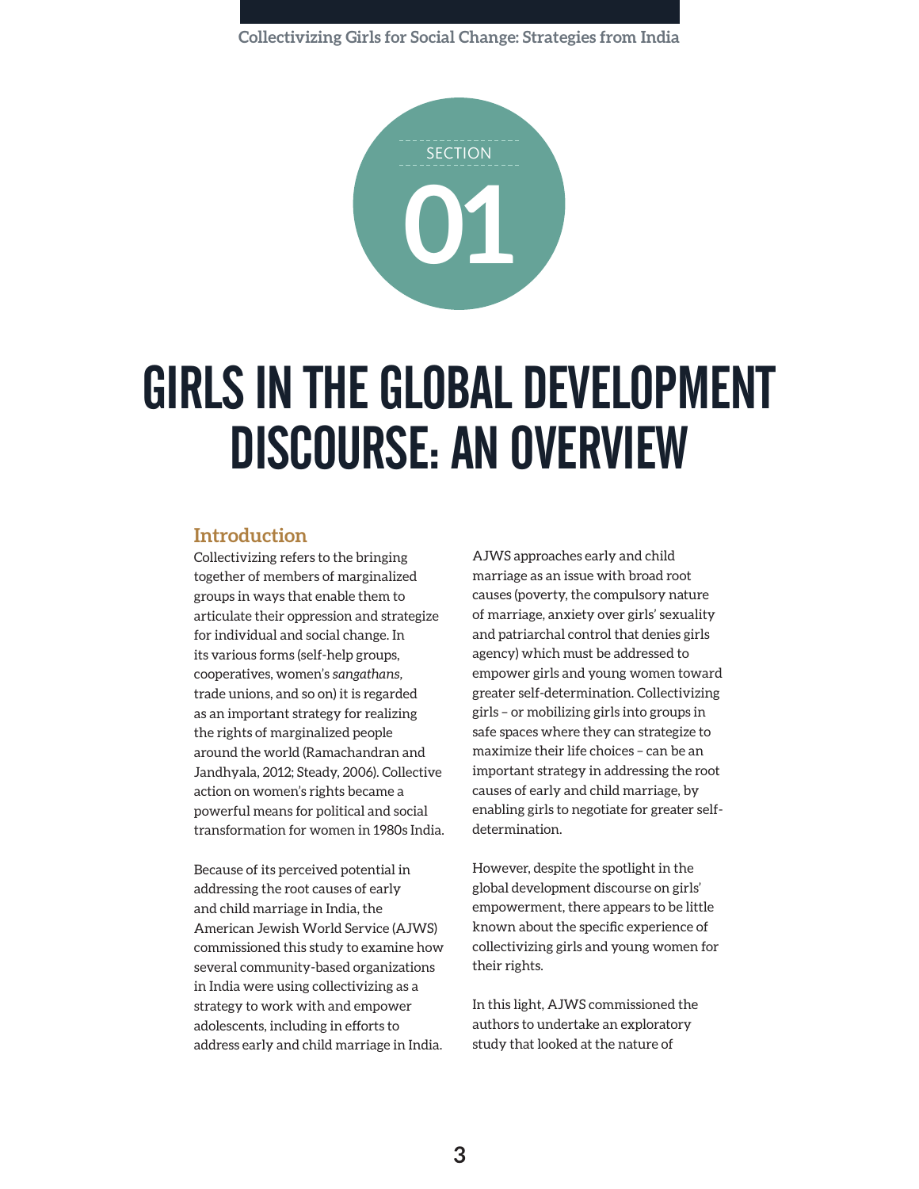SECTION 01

# GIRLS IN THE GLOBAL DEVELOPMENT DISCOURSE: AN OVERVIEW

## Introduction

Collectivizing refers to the bringing together of members of marginalized groups in ways that enable them to articulate their oppression and strategize for individual and social change. In its various forms (self-help groups, cooperatives, women's *sangathans*, trade unions, and so on) it is regarded as an important strategy for realizing the rights of marginalized people around the world (Ramachandran and Jandhyala, 2012; Steady, 2006). Collective action on women's rights became a powerful means for political and social transformation for women in 1980s India.

Because of its perceived potential in addressing the root causes of early and child marriage in India, the American Jewish World Service (AJWS) commissioned this study to examine how several community-based organizations in India were using collectivizing as a strategy to work with and empower adolescents, including in efforts to address early and child marriage in India.

AJWS approaches early and child marriage as an issue with broad root causes (poverty, the compulsory nature of marriage, anxiety over girls' sexuality and patriarchal control that denies girls agency) which must be addressed to empower girls and young women toward greater self-determination. Collectivizing girls – or mobilizing girls into groups in safe spaces where they can strategize to maximize their life choices – can be an important strategy in addressing the root causes of early and child marriage, by enabling girls to negotiate for greater self-determination.

However, despite the spotlight in the global development discourse on girls' empowerment, there appears to be little known about the specific experience of collectivizing girls and young women for their rights.

In this light, AJWS commissioned the authors to undertake an exploratory study that looked at the nature of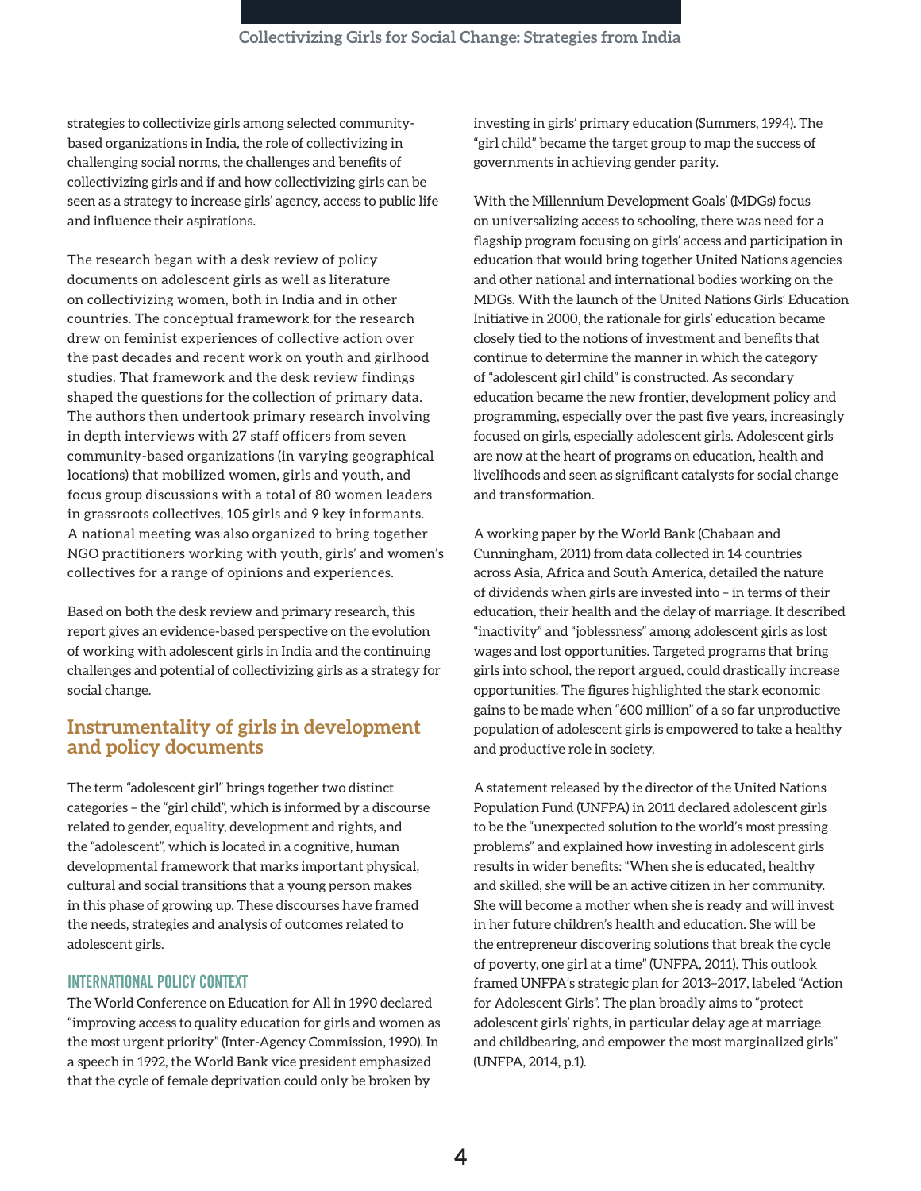strategies to collectivize girls among selected community-based organizations in India, the role of collectivizing in challenging social norms, the challenges and benefits of collectivizing girls and if and how collectivizing girls can be seen as a strategy to increase girls' agency, access to public life and influence their aspirations.

The research began with a desk review of policy documents on adolescent girls as well as literature on collectivizing women, both in India and in other countries. The conceptual framework for the research drew on feminist experiences of collective action over the past decades and recent work on youth and girlhood studies. That framework and the desk review findings shaped the questions for the collection of primary data. The authors then undertook primary research involving in depth interviews with 27 staff officers from seven community-based organizations (in varying geographical locations) that mobilized women, girls and youth, and focus group discussions with a total of 80 women leaders in grassroots collectives, 105 girls and 9 key informants. A national meeting was also organized to bring together NGO practitioners working with youth, girls' and women's collectives for a range of opinions and experiences.

Based on both the desk review and primary research, this report gives an evidence-based perspective on the evolution of working with adolescent girls in India and the continuing challenges and potential of collectivizing girls as a strategy for social change.

## Instrumentality of girls in development and policy documents

The term "adolescent girl" brings together two distinct categories – the "girl child", which is informed by a discourse related to gender, equality, development and rights, and the "adolescent", which is located in a cognitive, human developmental framework that marks important physical, cultural and social transitions that a young person makes in this phase of growing up. These discourses have framed the needs, strategies and analysis of outcomes related to adolescent girls.

### INTERNATIONAL POLICY CONTEXT

The World Conference on Education for All in 1990 declared "improving access to quality education for girls and women as the most urgent priority" (Inter-Agency Commission, 1990). In a speech in 1992, the World Bank vice president emphasized that the cycle of female deprivation could only be broken by investing in girls' primary education (Summers, 1994). The "girl child" became the target group to map the success of governments in achieving gender parity.

With the Millennium Development Goals' (MDGs) focus on universalizing access to schooling, there was need for a flagship program focusing on girls' access and participation in education that would bring together United Nations agencies and other national and international bodies working on the MDGs. With the launch of the United Nations Girls' Education Initiative in 2000, the rationale for girls' education became closely tied to the notions of investment and benefits that continue to determine the manner in which the category of "adolescent girl child" is constructed. As secondary education became the new frontier, development policy and programming, especially over the past five years, increasingly focused on girls, especially adolescent girls. Adolescent girls are now at the heart of programs on education, health and livelihoods and seen as significant catalysts for social change and transformation.

A working paper by the World Bank (Chabaan and Cunningham, 2011) from data collected in 14 countries across Asia, Africa and South America, detailed the nature of dividends when girls are invested into – in terms of their education, their health and the delay of marriage. It described "inactivity" and "joblessness" among adolescent girls as lost wages and lost opportunities. Targeted programs that bring girls into school, the report argued, could drastically increase opportunities. The figures highlighted the stark economic gains to be made when "600 million" of a so far unproductive population of adolescent girls is empowered to take a healthy and productive role in society.

A statement released by the director of the United Nations Population Fund (UNFPA) in 2011 declared adolescent girls to be the "unexpected solution to the world's most pressing problems" and explained how investing in adolescent girls results in wider benefits: "When she is educated, healthy and skilled, she will be an active citizen in her community. She will become a mother when she is ready and will invest in her future children's health and education. She will be the entrepreneur discovering solutions that break the cycle of poverty, one girl at a time" (UNFPA, 2011). This outlook framed UNFPA's strategic plan for 2013–2017, labeled "Action for Adolescent Girls". The plan broadly aims to "protect adolescent girls' rights, in particular delay age at marriage and childbearing, and empower the most marginalized girls" (UNFPA, 2014, p.1).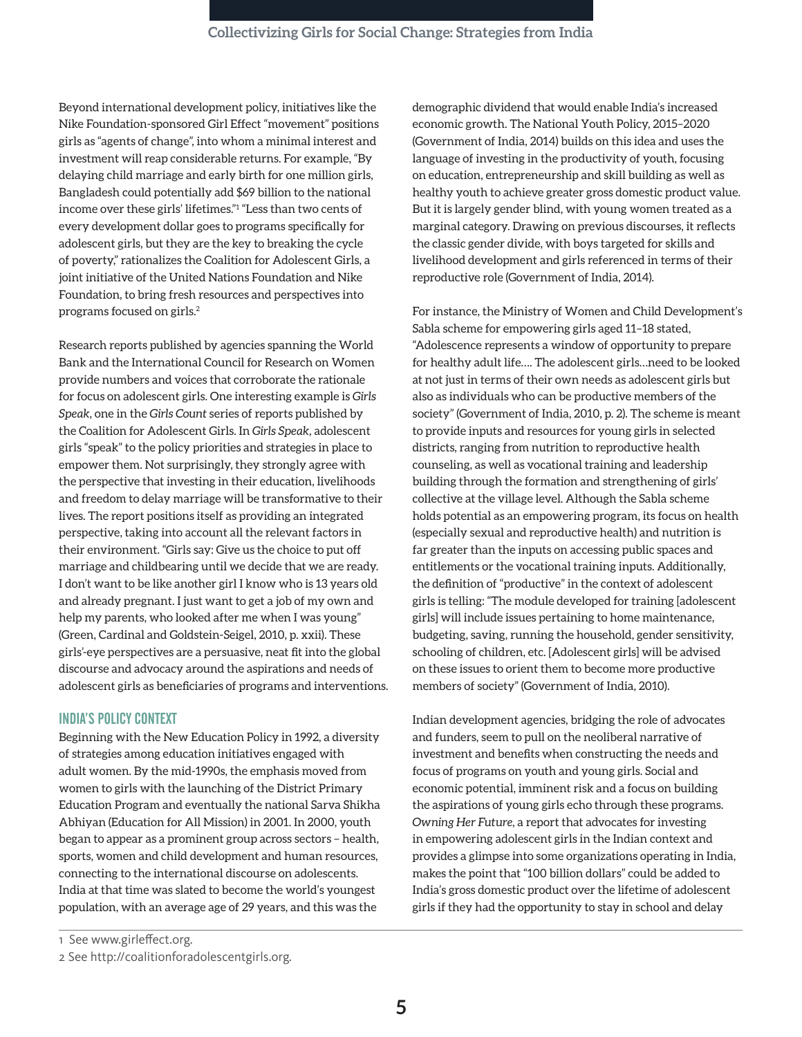Beyond international development policy, initiatives like the Nike Foundation-sponsored Girl Effect "movement" positions girls as "agents of change", into whom a minimal interest and investment will reap considerable returns. For example, "By delaying child marriage and early birth for one million girls, Bangladesh could potentially add $69 billion to the national income over these girls' lifetimes."[1] "Less than two cents of every development dollar goes to programs specifically for adolescent girls, but they are the key to breaking the cycle of poverty," rationalizes the Coalition for Adolescent Girls, a joint initiative of the United Nations Foundation and Nike Foundation, to bring fresh resources and perspectives into programs focused on girls.[2]

Research reports published by agencies spanning the World Bank and the International Council for Research on Women provide numbers and voices that corroborate the rationale for focus on adolescent girls. One interesting example is *Girls Speak*, one in the *Girls Count* series of reports published by the Coalition for Adolescent Girls. In *Girls Speak*, adolescent girls "speak" to the policy priorities and strategies in place to empower them. Not surprisingly, they strongly agree with the perspective that investing in their education, livelihoods and freedom to delay marriage will be transformative to their lives. The report positions itself as providing an integrated perspective, taking into account all the relevant factors in their environment. "Girls say: Give us the choice to put off marriage and childbearing until we decide that we are ready. I don't want to be like another girl I know who is 13 years old and already pregnant. I just want to get a job of my own and help my parents, who looked after me when I was young" (Green, Cardinal and Goldstein-Seigel, 2010, p. xxii). These girls'-eye perspectives are a persuasive, neat fit into the global discourse and advocacy around the aspirations and needs of adolescent girls as beneficiaries of programs and interventions.

## INDIA'S POLICY CONTEXT

Beginning with the New Education Policy in 1992, a diversity of strategies among education initiatives engaged with adult women. By the mid-1990s, the emphasis moved from women to girls with the launching of the District Primary Education Program and eventually the national Sarva Shikha Abhiyan (Education for All Mission) in 2001. In 2000, youth began to appear as a prominent group across sectors – health, sports, women and child development and human resources, connecting to the international discourse on adolescents. India at that time was slated to become the world's youngest population, with an average age of 29 years, and this was the demographic dividend that would enable India's increased economic growth. The National Youth Policy, 2015–2020 (Government of India, 2014) builds on this idea and uses the language of investing in the productivity of youth, focusing on education, entrepreneurship and skill building as well as healthy youth to achieve greater gross domestic product value. But it is largely gender blind, with young women treated as a marginal category. Drawing on previous discourses, it reflects the classic gender divide, with boys targeted for skills and livelihood development and girls referenced in terms of their reproductive role (Government of India, 2014).

For instance, the Ministry of Women and Child Development's Sabla scheme for empowering girls aged 11–18 stated, "Adolescence represents a window of opportunity to prepare for healthy adult life…. The adolescent girls…need to be looked at not just in terms of their own needs as adolescent girls but also as individuals who can be productive members of the society" (Government of India, 2010, p. 2). The scheme is meant to provide inputs and resources for young girls in selected districts, ranging from nutrition to reproductive health counseling, as well as vocational training and leadership building through the formation and strengthening of girls' collective at the village level. Although the Sabla scheme holds potential as an empowering program, its focus on health (especially sexual and reproductive health) and nutrition is far greater than the inputs on accessing public spaces and entitlements or the vocational training inputs. Additionally, the definition of "productive" in the context of adolescent girls is telling: "The module developed for training [adolescent girls] will include issues pertaining to home maintenance, budgeting, saving, running the household, gender sensitivity, schooling of children, etc. [Adolescent girls] will be advised on these issues to orient them to become more productive members of society" (Government of India, 2010).

Indian development agencies, bridging the role of advocates and funders, seem to pull on the neoliberal narrative of investment and benefits when constructing the needs and focus of programs on youth and young girls. Social and economic potential, imminent risk and a focus on building the aspirations of young girls echo through these programs. *Owning Her Future*, a report that advocates for investing in empowering adolescent girls in the Indian context and provides a glimpse into some organizations operating in India, makes the point that "100 billion dollars" could be added to India's gross domestic product over the lifetime of adolescent girls if they had the opportunity to stay in school and delay

---

[1] See www.girleffect.org.

[2] See http://coalitionforadolescentgirls.org.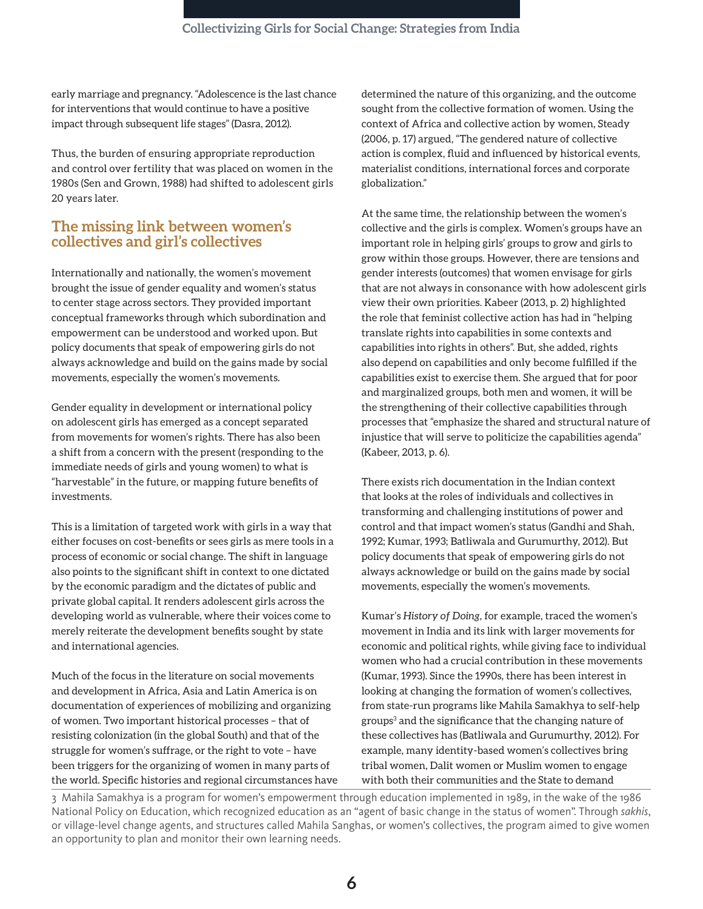early marriage and pregnancy. "Adolescence is the last chance for interventions that would continue to have a positive impact through subsequent life stages" (Dasra, 2012).

Thus, the burden of ensuring appropriate reproduction and control over fertility that was placed on women in the 1980s (Sen and Grown, 1988) had shifted to adolescent girls 20 years later.

## The missing link between women's collectives and girl's collectives

Internationally and nationally, the women's movement brought the issue of gender equality and women's status to center stage across sectors. They provided important conceptual frameworks through which subordination and empowerment can be understood and worked upon. But policy documents that speak of empowering girls do not always acknowledge and build on the gains made by social movements, especially the women's movements.

Gender equality in development or international policy on adolescent girls has emerged as a concept separated from movements for women's rights. There has also been a shift from a concern with the present (responding to the immediate needs of girls and young women) to what is "harvestable" in the future, or mapping future benefits of investments.

This is a limitation of targeted work with girls in a way that either focuses on cost-benefits or sees girls as mere tools in a process of economic or social change. The shift in language also points to the significant shift in context to one dictated by the economic paradigm and the dictates of public and private global capital. It renders adolescent girls across the developing world as vulnerable, where their voices come to merely reiterate the development benefits sought by state and international agencies.

Much of the focus in the literature on social movements and development in Africa, Asia and Latin America is on documentation of experiences of mobilizing and organizing of women. Two important historical processes – that of resisting colonization (in the global South) and that of the struggle for women's suffrage, or the right to vote – have been triggers for the organizing of women in many parts of the world. Specific histories and regional circumstances have determined the nature of this organizing, and the outcome sought from the collective formation of women. Using the context of Africa and collective action by women, Steady (2006, p. 17) argued, "The gendered nature of collective action is complex, fluid and influenced by historical events, materialist conditions, international forces and corporate globalization."

At the same time, the relationship between the women's collective and the girls is complex. Women's groups have an important role in helping girls' groups to grow and girls to grow within those groups. However, there are tensions and gender interests (outcomes) that women envisage for girls that are not always in consonance with how adolescent girls view their own priorities. Kabeer (2013, p. 2) highlighted the role that feminist collective action has had in "helping translate rights into capabilities in some contexts and capabilities into rights in others". But, she added, rights also depend on capabilities and only become fulfilled if the capabilities exist to exercise them. She argued that for poor and marginalized groups, both men and women, it will be the strengthening of their collective capabilities through processes that "emphasize the shared and structural nature of injustice that will serve to politicize the capabilities agenda" (Kabeer, 2013, p. 6).

There exists rich documentation in the Indian context that looks at the roles of individuals and collectives in transforming and challenging institutions of power and control and that impact women's status (Gandhi and Shah, 1992; Kumar, 1993; Batliwala and Gurumurthy, 2012). But policy documents that speak of empowering girls do not always acknowledge or build on the gains made by social movements, especially the women's movements.

Kumar's *History of Doing*, for example, traced the women's movement in India and its link with larger movements for economic and political rights, while giving face to individual women who had a crucial contribution in these movements (Kumar, 1993). Since the 1990s, there has been interest in looking at changing the formation of women's collectives, from state-run programs like Mahila Samakhya to self-help groups[3] and the significance that the changing nature of these collectives has (Batliwala and Gurumurthy, 2012). For example, many identity-based women's collectives bring tribal women, Dalit women or Muslim women to engage with both their communities and the State to demand

3 Mahila Samakhya is a program for women's empowerment through education implemented in 1989, in the wake of the 1986 National Policy on Education, which recognized education as an "agent of basic change in the status of women". Through *sakhis*, or village-level change agents, and structures called Mahila Sanghas, or women's collectives, the program aimed to give women an opportunity to plan and monitor their own learning needs.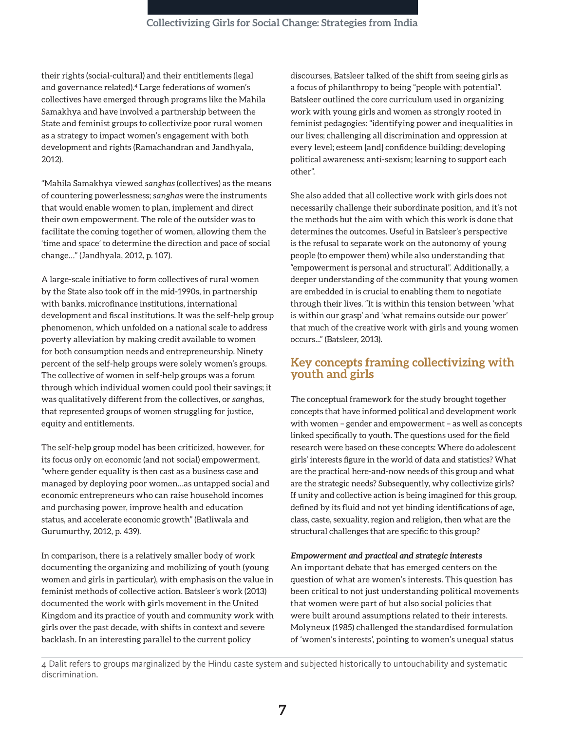their rights (social-cultural) and their entitlements (legal and governance related).[4] Large federations of women's collectives have emerged through programs like the Mahila Samakhya and have involved a partnership between the State and feminist groups to collectivize poor rural women as a strategy to impact women's engagement with both development and rights (Ramachandran and Jandhyala, 2012).

"Mahila Samakhya viewed *sanghas* (collectives) as the means of countering powerlessness; *sanghas* were the instruments that would enable women to plan, implement and direct their own empowerment. The role of the outsider was to facilitate the coming together of women, allowing them the 'time and space' to determine the direction and pace of social change…" (Jandhyala, 2012, p. 107).

A large-scale initiative to form collectives of rural women by the State also took off in the mid-1990s, in partnership with banks, microfinance institutions, international development and fiscal institutions. It was the self-help group phenomenon, which unfolded on a national scale to address poverty alleviation by making credit available to women for both consumption needs and entrepreneurship. Ninety percent of the self-help groups were solely women's groups. The collective of women in self-help groups was a forum through which individual women could pool their savings; it was qualitatively different from the collectives, or *sanghas*, that represented groups of women struggling for justice, equity and entitlements.

The self-help group model has been criticized, however, for its focus only on economic (and not social) empowerment, "where gender equality is then cast as a business case and managed by deploying poor women…as untapped social and economic entrepreneurs who can raise household incomes and purchasing power, improve health and education status, and accelerate economic growth" (Batliwala and Gurumurthy, 2012, p. 439).

In comparison, there is a relatively smaller body of work documenting the organizing and mobilizing of youth (young women and girls in particular), with emphasis on the value in feminist methods of collective action. Batsleer's work (2013) documented the work with girls movement in the United Kingdom and its practice of youth and community work with girls over the past decade, with shifts in context and severe backlash. In an interesting parallel to the current policy discourses, Batsleer talked of the shift from seeing girls as a focus of philanthropy to being "people with potential". Batsleer outlined the core curriculum used in organizing work with young girls and women as strongly rooted in feminist pedagogies: "identifying power and inequalities in our lives; challenging all discrimination and oppression at every level; esteem [and] confidence building; developing political awareness; anti-sexism; learning to support each other".

She also added that all collective work with girls does not necessarily challenge their subordinate position, and it's not the methods but the aim with which this work is done that determines the outcomes. Useful in Batsleer's perspective is the refusal to separate work on the autonomy of young people (to empower them) while also understanding that "empowerment is personal and structural". Additionally, a deeper understanding of the community that young women are embedded in is crucial to enabling them to negotiate through their lives. "It is within this tension between 'what is within our grasp' and 'what remains outside our power' that much of the creative work with girls and young women occurs..." (Batsleer, 2013).

## Key concepts framing collectivizing with youth and girls

The conceptual framework for the study brought together concepts that have informed political and development work with women – gender and empowerment – as well as concepts linked specifically to youth. The questions used for the field research were based on these concepts: Where do adolescent girls' interests figure in the world of data and statistics? What are the practical here-and-now needs of this group and what are the strategic needs? Subsequently, why collectivize girls? If unity and collective action is being imagined for this group, defined by its fluid and not yet binding identifications of age, class, caste, sexuality, region and religion, then what are the structural challenges that are specific to this group?

***Empowerment and practical and strategic interests***

An important debate that has emerged centers on the question of what are women's interests. This question has been critical to not just understanding political movements that women were part of but also social policies that were built around assumptions related to their interests. Molyneux (1985) challenged the standardised formulation of 'women's interests', pointing to women's unequal status

[4] Dalit refers to groups marginalized by the Hindu caste system and subjected historically to untouchability and systematic discrimination.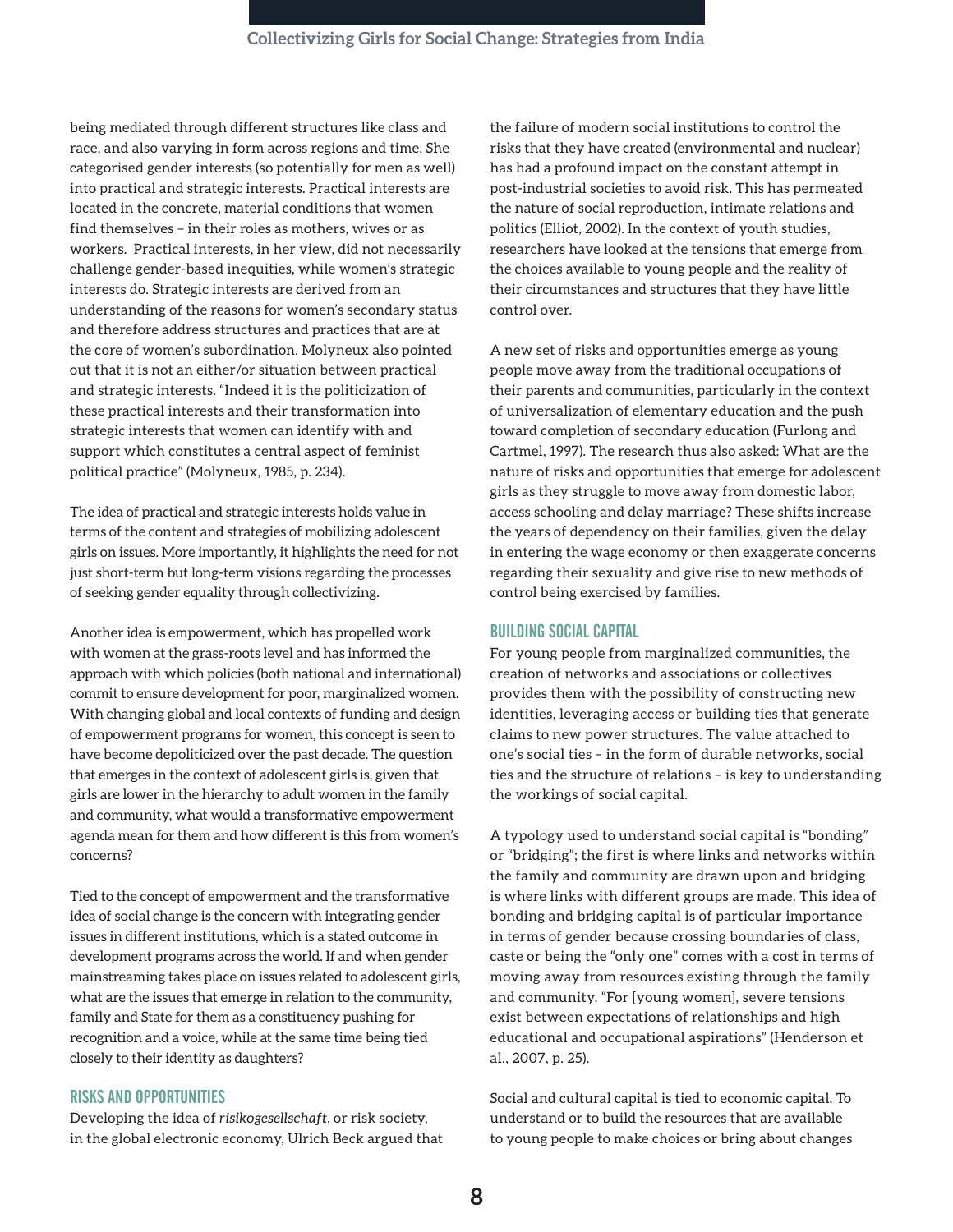being mediated through different structures like class and race, and also varying in form across regions and time. She categorised gender interests (so potentially for men as well) into practical and strategic interests. Practical interests are located in the concrete, material conditions that women find themselves – in their roles as mothers, wives or as workers. Practical interests, in her view, did not necessarily challenge gender-based inequities, while women's strategic interests do. Strategic interests are derived from an understanding of the reasons for women's secondary status and therefore address structures and practices that are at the core of women's subordination. Molyneux also pointed out that it is not an either/or situation between practical and strategic interests. "Indeed it is the politicization of these practical interests and their transformation into strategic interests that women can identify with and support which constitutes a central aspect of feminist political practice" (Molyneux, 1985, p. 234).

The idea of practical and strategic interests holds value in terms of the content and strategies of mobilizing adolescent girls on issues. More importantly, it highlights the need for not just short-term but long-term visions regarding the processes of seeking gender equality through collectivizing.

Another idea is empowerment, which has propelled work with women at the grass-roots level and has informed the approach with which policies (both national and international) commit to ensure development for poor, marginalized women. With changing global and local contexts of funding and design of empowerment programs for women, this concept is seen to have become depoliticized over the past decade. The question that emerges in the context of adolescent girls is, given that girls are lower in the hierarchy to adult women in the family and community, what would a transformative empowerment agenda mean for them and how different is this from women's concerns?

Tied to the concept of empowerment and the transformative idea of social change is the concern with integrating gender issues in different institutions, which is a stated outcome in development programs across the world. If and when gender mainstreaming takes place on issues related to adolescent girls, what are the issues that emerge in relation to the community, family and State for them as a constituency pushing for recognition and a voice, while at the same time being tied closely to their identity as daughters?

### RISKS AND OPPORTUNITIES

Developing the idea of *risikogesellschaft*, or risk society, in the global electronic economy, Ulrich Beck argued that the failure of modern social institutions to control the risks that they have created (environmental and nuclear) has had a profound impact on the constant attempt in post-industrial societies to avoid risk. This has permeated the nature of social reproduction, intimate relations and politics (Elliot, 2002). In the context of youth studies, researchers have looked at the tensions that emerge from the choices available to young people and the reality of their circumstances and structures that they have little control over.

A new set of risks and opportunities emerge as young people move away from the traditional occupations of their parents and communities, particularly in the context of universalization of elementary education and the push toward completion of secondary education (Furlong and Cartmel, 1997). The research thus also asked: What are the nature of risks and opportunities that emerge for adolescent girls as they struggle to move away from domestic labor, access schooling and delay marriage? These shifts increase the years of dependency on their families, given the delay in entering the wage economy or then exaggerate concerns regarding their sexuality and give rise to new methods of control being exercised by families.

### BUILDING SOCIAL CAPITAL

For young people from marginalized communities, the creation of networks and associations or collectives provides them with the possibility of constructing new identities, leveraging access or building ties that generate claims to new power structures. The value attached to one's social ties – in the form of durable networks, social ties and the structure of relations – is key to understanding the workings of social capital.

A typology used to understand social capital is "bonding" or "bridging"; the first is where links and networks within the family and community are drawn upon and bridging is where links with different groups are made. This idea of bonding and bridging capital is of particular importance in terms of gender because crossing boundaries of class, caste or being the "only one" comes with a cost in terms of moving away from resources existing through the family and community. "For [young women], severe tensions exist between expectations of relationships and high educational and occupational aspirations" (Henderson et al., 2007, p. 25).

Social and cultural capital is tied to economic capital. To understand or to build the resources that are available to young people to make choices or bring about changes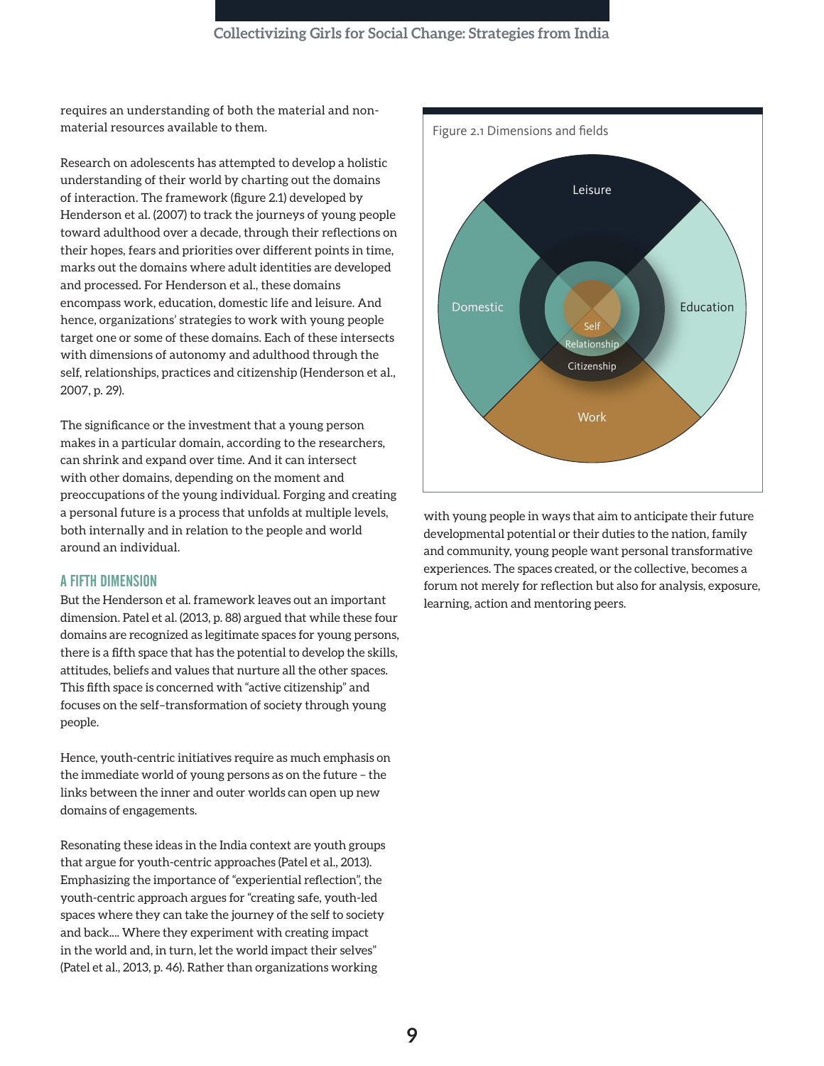requires an understanding of both the material and non-material resources available to them.

Research on adolescents has attempted to develop a holistic understanding of their world by charting out the domains of interaction. The framework (figure 2.1) developed by Henderson et al. (2007) to track the journeys of young people toward adulthood over a decade, through their reflections on their hopes, fears and priorities over different points in time, marks out the domains where adult identities are developed and processed. For Henderson et al., these domains encompass work, education, domestic life and leisure. And hence, organizations' strategies to work with young people target one or some of these domains. Each of these intersects with dimensions of autonomy and adulthood through the self, relationships, practices and citizenship (Henderson et al., 2007, p. 29).

Figure 2.1 Dimensions and fields

Leisure

Domestic

Education

Work

Self

Relationship

Citizenship

The significance or the investment that a young person makes in a particular domain, according to the researchers, can shrink and expand over time. And it can intersect with other domains, depending on the moment and preoccupations of the young individual. Forging and creating a personal future is a process that unfolds at multiple levels, both internally and in relation to the people and world around an individual.

## A FIFTH DIMENSION

But the Henderson et al. framework leaves out an important dimension. Patel et al. (2013, p. 88) argued that while these four domains are recognized as legitimate spaces for young persons, there is a fifth space that has the potential to develop the skills, attitudes, beliefs and values that nurture all the other spaces. This fifth space is concerned with "active citizenship" and focuses on the self–transformation of society through young people.

Hence, youth-centric initiatives require as much emphasis on the immediate world of young persons as on the future – the links between the inner and outer worlds can open up new domains of engagements.

Resonating these ideas in the India context are youth groups that argue for youth-centric approaches (Patel et al., 2013). Emphasizing the importance of "experiential reflection", the youth-centric approach argues for "creating safe, youth-led spaces where they can take the journey of the self to society and back.... Where they experiment with creating impact in the world and, in turn, let the world impact their selves" (Patel et al., 2013, p. 46). Rather than organizations working with young people in ways that aim to anticipate their future developmental potential or their duties to the nation, family and community, young people want personal transformative experiences. The spaces created, or the collective, becomes a forum not merely for reflection but also for analysis, exposure, learning, action and mentoring peers.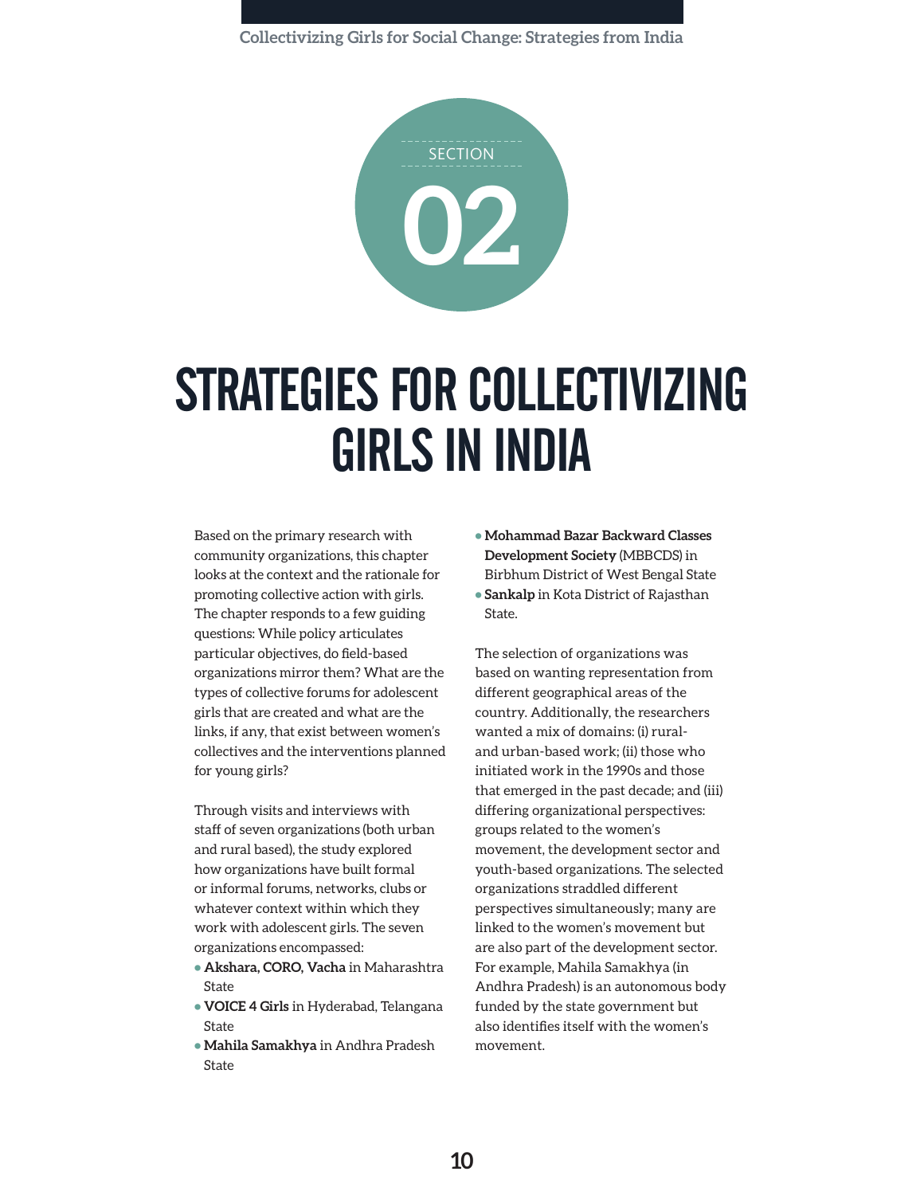SECTION 02

# STRATEGIES FOR COLLECTIVIZING GIRLS IN INDIA

Based on the primary research with community organizations, this chapter looks at the context and the rationale for promoting collective action with girls. The chapter responds to a few guiding questions: While policy articulates particular objectives, do field-based organizations mirror them? What are the types of collective forums for adolescent girls that are created and what are the links, if any, that exist between women's collectives and the interventions planned for young girls?

Through visits and interviews with staff of seven organizations (both urban and rural based), the study explored how organizations have built formal or informal forums, networks, clubs or whatever context within which they work with adolescent girls. The seven organizations encompassed:

- **Akshara, CORO, Vacha** in Maharashtra State
- **VOICE 4 Girls** in Hyderabad, Telangana State
- **Mahila Samakhya** in Andhra Pradesh State
- **Mohammad Bazar Backward Classes Development Society** (MBBCDS) in Birbhum District of West Bengal State
- **Sankalp** in Kota District of Rajasthan State.

The selection of organizations was based on wanting representation from different geographical areas of the country. Additionally, the researchers wanted a mix of domains: (i) rural- and urban-based work; (ii) those who initiated work in the 1990s and those that emerged in the past decade; and (iii) differing organizational perspectives: groups related to the women's movement, the development sector and youth-based organizations. The selected organizations straddled different perspectives simultaneously; many are linked to the women's movement but are also part of the development sector. For example, Mahila Samakhya (in Andhra Pradesh) is an autonomous body funded by the state government but also identifies itself with the women's movement.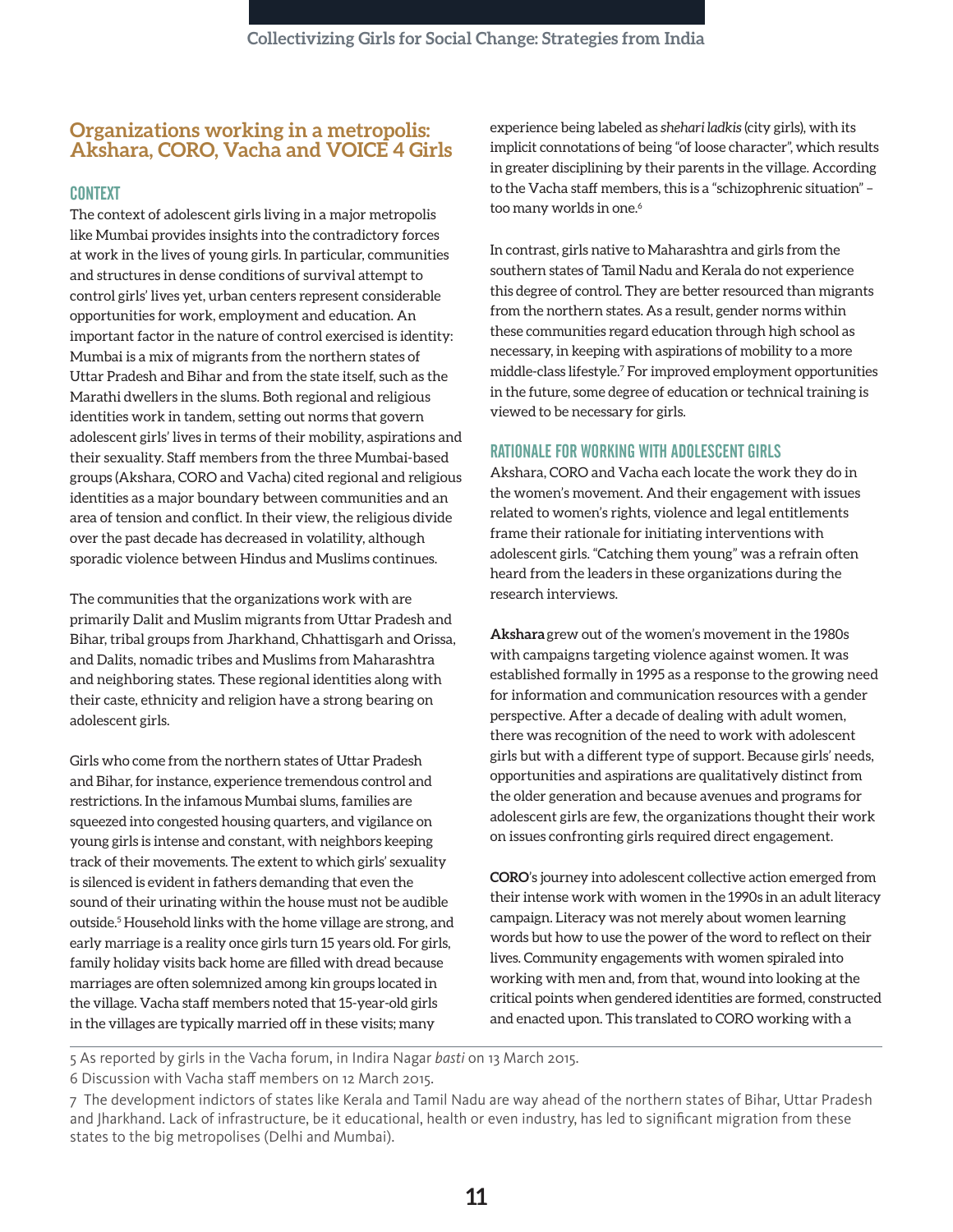## Organizations working in a metropolis: Akshara, CORO, Vacha and VOICE 4 Girls

### CONTEXT

The context of adolescent girls living in a major metropolis like Mumbai provides insights into the contradictory forces at work in the lives of young girls. In particular, communities and structures in dense conditions of survival attempt to control girls' lives yet, urban centers represent considerable opportunities for work, employment and education. An important factor in the nature of control exercised is identity: Mumbai is a mix of migrants from the northern states of Uttar Pradesh and Bihar and from the state itself, such as the Marathi dwellers in the slums. Both regional and religious identities work in tandem, setting out norms that govern adolescent girls' lives in terms of their mobility, aspirations and their sexuality. Staff members from the three Mumbai-based groups (Akshara, CORO and Vacha) cited regional and religious identities as a major boundary between communities and an area of tension and conflict. In their view, the religious divide over the past decade has decreased in volatility, although sporadic violence between Hindus and Muslims continues.

The communities that the organizations work with are primarily Dalit and Muslim migrants from Uttar Pradesh and Bihar, tribal groups from Jharkhand, Chhattisgarh and Orissa, and Dalits, nomadic tribes and Muslims from Maharashtra and neighboring states. These regional identities along with their caste, ethnicity and religion have a strong bearing on adolescent girls.

Girls who come from the northern states of Uttar Pradesh and Bihar, for instance, experience tremendous control and restrictions. In the infamous Mumbai slums, families are squeezed into congested housing quarters, and vigilance on young girls is intense and constant, with neighbors keeping track of their movements. The extent to which girls' sexuality is silenced is evident in fathers demanding that even the sound of their urinating within the house must not be audible outside.[5] Household links with the home village are strong, and early marriage is a reality once girls turn 15 years old. For girls, family holiday visits back home are filled with dread because marriages are often solemnized among kin groups located in the village. Vacha staff members noted that 15-year-old girls in the villages are typically married off in these visits; many experience being labeled as *shehari ladkis* (city girls), with its implicit connotations of being "of loose character", which results in greater disciplining by their parents in the village. According to the Vacha staff members, this is a "schizophrenic situation" – too many worlds in one.[6]

In contrast, girls native to Maharashtra and girls from the southern states of Tamil Nadu and Kerala do not experience this degree of control. They are better resourced than migrants from the northern states. As a result, gender norms within these communities regard education through high school as necessary, in keeping with aspirations of mobility to a more middle-class lifestyle.[7] For improved employment opportunities in the future, some degree of education or technical training is viewed to be necessary for girls.

### RATIONALE FOR WORKING WITH ADOLESCENT GIRLS

Akshara, CORO and Vacha each locate the work they do in the women's movement. And their engagement with issues related to women's rights, violence and legal entitlements frame their rationale for initiating interventions with adolescent girls. "Catching them young" was a refrain often heard from the leaders in these organizations during the research interviews.

**Akshara** grew out of the women's movement in the 1980s with campaigns targeting violence against women. It was established formally in 1995 as a response to the growing need for information and communication resources with a gender perspective. After a decade of dealing with adult women, there was recognition of the need to work with adolescent girls but with a different type of support. Because girls' needs, opportunities and aspirations are qualitatively distinct from the older generation and because avenues and programs for adolescent girls are few, the organizations thought their work on issues confronting girls required direct engagement.

**CORO**'s journey into adolescent collective action emerged from their intense work with women in the 1990s in an adult literacy campaign. Literacy was not merely about women learning words but how to use the power of the word to reflect on their lives. Community engagements with women spiraled into working with men and, from that, wound into looking at the critical points when gendered identities are formed, constructed and enacted upon. This translated to CORO working with a

---

5 As reported by girls in the Vacha forum, in Indira Nagar *basti* on 13 March 2015.

6 Discussion with Vacha staff members on 12 March 2015.

7 The development indictors of states like Kerala and Tamil Nadu are way ahead of the northern states of Bihar, Uttar Pradesh and Jharkhand. Lack of infrastructure, be it educational, health or even industry, has led to significant migration from these states to the big metropolises (Delhi and Mumbai).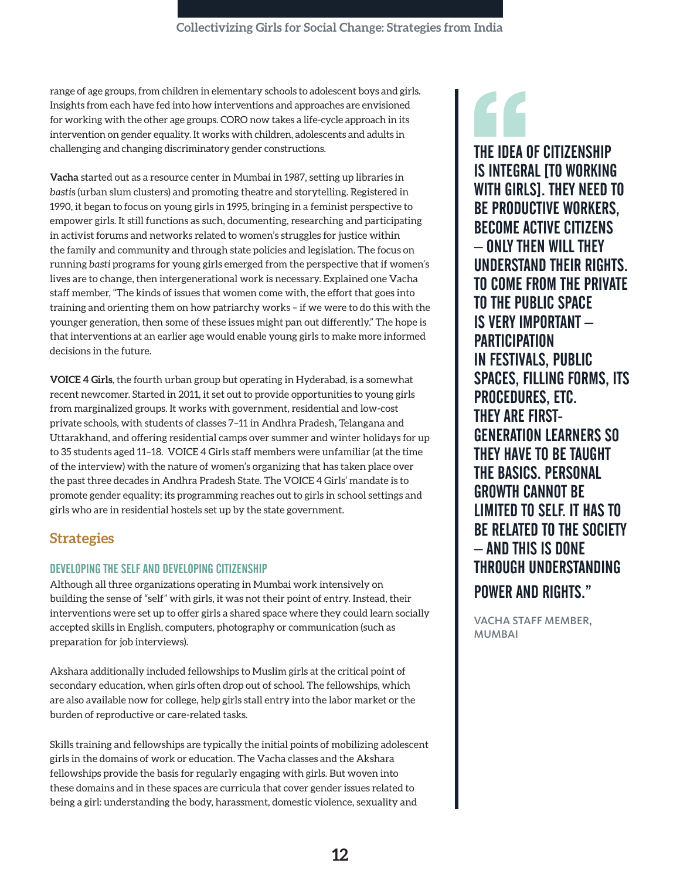range of age groups, from children in elementary schools to adolescent boys and girls. Insights from each have fed into how interventions and approaches are envisioned for working with the other age groups. CORO now takes a life-cycle approach in its intervention on gender equality. It works with children, adolescents and adults in challenging and changing discriminatory gender constructions.

**Vacha** started out as a resource center in Mumbai in 1987, setting up libraries in *bastis* (urban slum clusters) and promoting theatre and storytelling. Registered in 1990, it began to focus on young girls in 1995, bringing in a feminist perspective to empower girls. It still functions as such, documenting, researching and participating in activist forums and networks related to women's struggles for justice within the family and community and through state policies and legislation. The focus on running *basti* programs for young girls emerged from the perspective that if women's lives are to change, then intergenerational work is necessary. Explained one Vacha staff member, "The kinds of issues that women come with, the effort that goes into training and orienting them on how patriarchy works – if we were to do this with the younger generation, then some of these issues might pan out differently." The hope is that interventions at an earlier age would enable young girls to make more informed decisions in the future.

**VOICE 4 Girls**, the fourth urban group but operating in Hyderabad, is a somewhat recent newcomer. Started in 2011, it set out to provide opportunities to young girls from marginalized groups. It works with government, residential and low-cost private schools, with students of classes 7–11 in Andhra Pradesh, Telangana and Uttarakhand, and offering residential camps over summer and winter holidays for up to 35 students aged 11–18. VOICE 4 Girls staff members were unfamiliar (at the time of the interview) with the nature of women's organizing that has taken place over the past three decades in Andhra Pradesh State. The VOICE 4 Girls' mandate is to promote gender equality; its programming reaches out to girls in school settings and girls who are in residential hostels set up by the state government.

## Strategies

### DEVELOPING THE SELF AND DEVELOPING CITIZENSHIP

Although all three organizations operating in Mumbai work intensively on building the sense of "self" with girls, it was not their point of entry. Instead, their interventions were set up to offer girls a shared space where they could learn socially accepted skills in English, computers, photography or communication (such as preparation for job interviews).

Akshara additionally included fellowships to Muslim girls at the critical point of secondary education, when girls often drop out of school. The fellowships, which are also available now for college, help girls stall entry into the labor market or the burden of reproductive or care-related tasks.

Skills training and fellowships are typically the initial points of mobilizing adolescent girls in the domains of work or education. The Vacha classes and the Akshara fellowships provide the basis for regularly engaging with girls. But woven into these domains and in these spaces are curricula that cover gender issues related to being a girl: understanding the body, harassment, domestic violence, sexuality and

> "THE IDEA OF CITIZENSHIP IS INTEGRAL [TO WORKING WITH GIRLS]. THEY NEED TO BE PRODUCTIVE WORKERS, BECOME ACTIVE CITIZENS – ONLY THEN WILL THEY UNDERSTAND THEIR RIGHTS. TO COME FROM THE PRIVATE TO THE PUBLIC SPACE IS VERY IMPORTANT – PARTICIPATION IN FESTIVALS, PUBLIC SPACES, FILLING FORMS, ITS PROCEDURES, ETC. THEY ARE FIRST-GENERATION LEARNERS SO THEY HAVE TO BE TAUGHT THE BASICS. PERSONAL GROWTH CANNOT BE LIMITED TO SELF. IT HAS TO BE RELATED TO THE SOCIETY – AND THIS IS DONE THROUGH UNDERSTANDING POWER AND RIGHTS."
>
> VACHA STAFF MEMBER, MUMBAI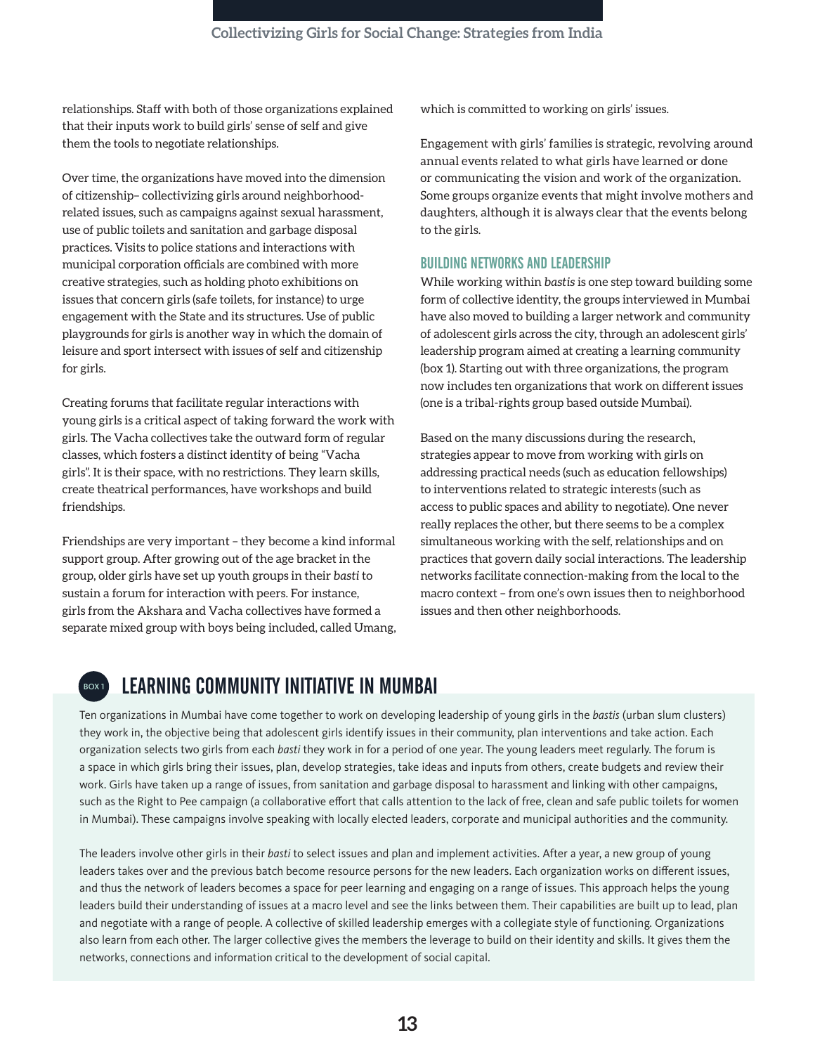relationships. Staff with both of those organizations explained that their inputs work to build girls' sense of self and give them the tools to negotiate relationships.

Over time, the organizations have moved into the dimension of citizenship– collectivizing girls around neighborhood-related issues, such as campaigns against sexual harassment, use of public toilets and sanitation and garbage disposal practices. Visits to police stations and interactions with municipal corporation officials are combined with more creative strategies, such as holding photo exhibitions on issues that concern girls (safe toilets, for instance) to urge engagement with the State and its structures. Use of public playgrounds for girls is another way in which the domain of leisure and sport intersect with issues of self and citizenship for girls.

Creating forums that facilitate regular interactions with young girls is a critical aspect of taking forward the work with girls. The Vacha collectives take the outward form of regular classes, which fosters a distinct identity of being "Vacha girls". It is their space, with no restrictions. They learn skills, create theatrical performances, have workshops and build friendships.

Friendships are very important – they become a kind informal support group. After growing out of the age bracket in the group, older girls have set up youth groups in their *basti* to sustain a forum for interaction with peers. For instance, girls from the Akshara and Vacha collectives have formed a separate mixed group with boys being included, called Umang, which is committed to working on girls' issues.

Engagement with girls' families is strategic, revolving around annual events related to what girls have learned or done or communicating the vision and work of the organization. Some groups organize events that might involve mothers and daughters, although it is always clear that the events belong to the girls.

## BUILDING NETWORKS AND LEADERSHIP

While working within *bastis* is one step toward building some form of collective identity, the groups interviewed in Mumbai have also moved to building a larger network and community of adolescent girls across the city, through an adolescent girls' leadership program aimed at creating a learning community (box 1). Starting out with three organizations, the program now includes ten organizations that work on different issues (one is a tribal-rights group based outside Mumbai).

Based on the many discussions during the research, strategies appear to move from working with girls on addressing practical needs (such as education fellowships) to interventions related to strategic interests (such as access to public spaces and ability to negotiate). One never really replaces the other, but there seems to be a complex simultaneous working with the self, relationships and on practices that govern daily social interactions. The leadership networks facilitate connection-making from the local to the macro context – from one's own issues then to neighborhood issues and then other neighborhoods.

## BOX 1 LEARNING COMMUNITY INITIATIVE IN MUMBAI

Ten organizations in Mumbai have come together to work on developing leadership of young girls in the *bastis* (urban slum clusters) they work in, the objective being that adolescent girls identify issues in their community, plan interventions and take action. Each organization selects two girls from each *basti* they work in for a period of one year. The young leaders meet regularly. The forum is a space in which girls bring their issues, plan, develop strategies, take ideas and inputs from others, create budgets and review their work. Girls have taken up a range of issues, from sanitation and garbage disposal to harassment and linking with other campaigns, such as the Right to Pee campaign (a collaborative effort that calls attention to the lack of free, clean and safe public toilets for women in Mumbai). These campaigns involve speaking with locally elected leaders, corporate and municipal authorities and the community.

The leaders involve other girls in their *basti* to select issues and plan and implement activities. After a year, a new group of young leaders takes over and the previous batch become resource persons for the new leaders. Each organization works on different issues, and thus the network of leaders becomes a space for peer learning and engaging on a range of issues. This approach helps the young leaders build their understanding of issues at a macro level and see the links between them. Their capabilities are built up to lead, plan and negotiate with a range of people. A collective of skilled leadership emerges with a collegiate style of functioning. Organizations also learn from each other. The larger collective gives the members the leverage to build on their identity and skills. It gives them the networks, connections and information critical to the development of social capital.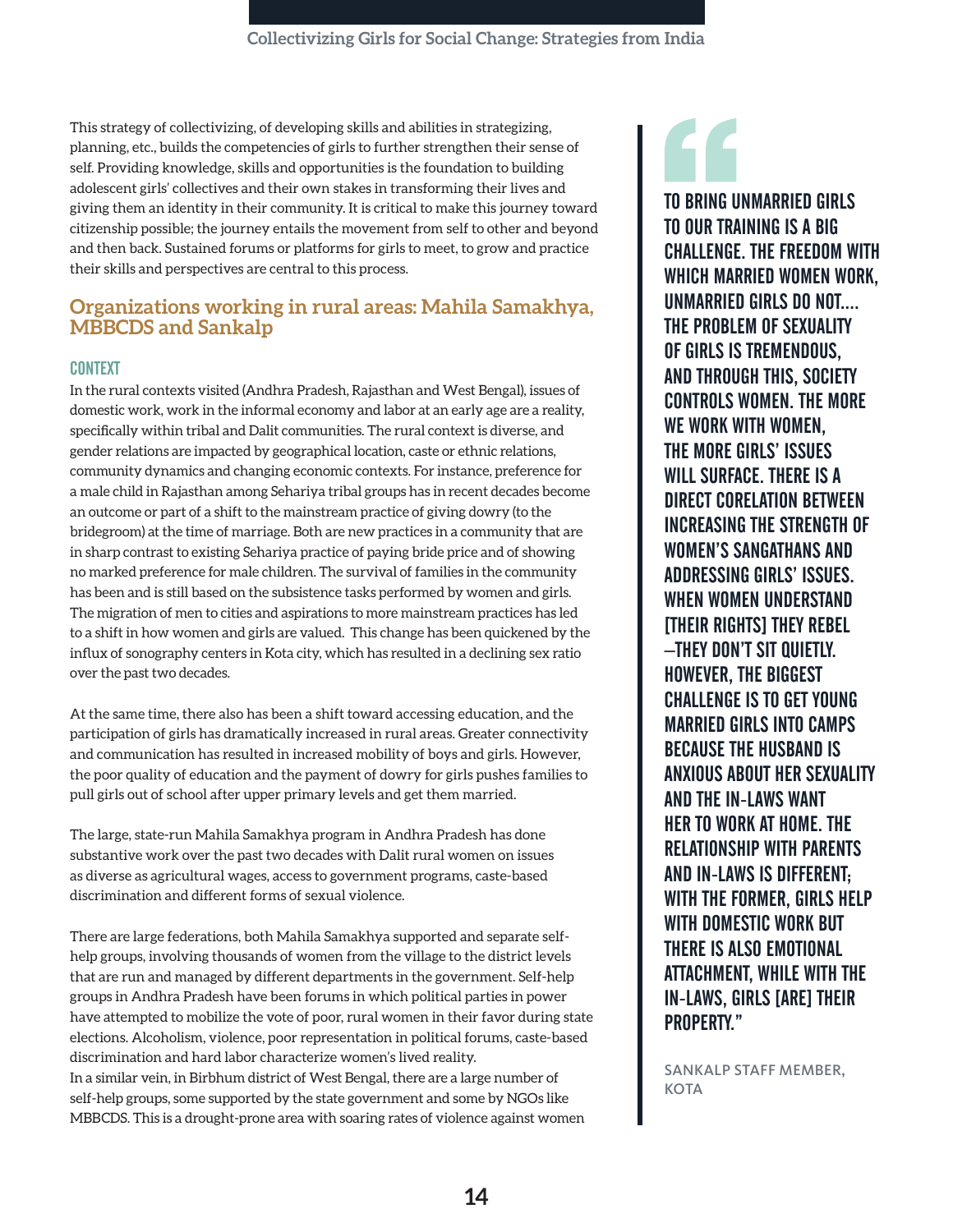This strategy of collectivizing, of developing skills and abilities in strategizing, planning, etc., builds the competencies of girls to further strengthen their sense of self. Providing knowledge, skills and opportunities is the foundation to building adolescent girls' collectives and their own stakes in transforming their lives and giving them an identity in their community. It is critical to make this journey toward citizenship possible; the journey entails the movement from self to other and beyond and then back. Sustained forums or platforms for girls to meet, to grow and practice their skills and perspectives are central to this process.

## Organizations working in rural areas: Mahila Samakhya, MBBCDS and Sankalp

### CONTEXT

In the rural contexts visited (Andhra Pradesh, Rajasthan and West Bengal), issues of domestic work, work in the informal economy and labor at an early age are a reality, specifically within tribal and Dalit communities. The rural context is diverse, and gender relations are impacted by geographical location, caste or ethnic relations, community dynamics and changing economic contexts. For instance, preference for a male child in Rajasthan among Sehariya tribal groups has in recent decades become an outcome or part of a shift to the mainstream practice of giving dowry (to the bridegroom) at the time of marriage. Both are new practices in a community that are in sharp contrast to existing Sehariya practice of paying bride price and of showing no marked preference for male children. The survival of families in the community has been and is still based on the subsistence tasks performed by women and girls. The migration of men to cities and aspirations to more mainstream practices has led to a shift in how women and girls are valued. This change has been quickened by the influx of sonography centers in Kota city, which has resulted in a declining sex ratio over the past two decades.

At the same time, there also has been a shift toward accessing education, and the participation of girls has dramatically increased in rural areas. Greater connectivity and communication has resulted in increased mobility of boys and girls. However, the poor quality of education and the payment of dowry for girls pushes families to pull girls out of school after upper primary levels and get them married.

The large, state-run Mahila Samakhya program in Andhra Pradesh has done substantive work over the past two decades with Dalit rural women on issues as diverse as agricultural wages, access to government programs, caste-based discrimination and different forms of sexual violence.

There are large federations, both Mahila Samakhya supported and separate self-help groups, involving thousands of women from the village to the district levels that are run and managed by different departments in the government. Self-help groups in Andhra Pradesh have been forums in which political parties in power have attempted to mobilize the vote of poor, rural women in their favor during state elections. Alcoholism, violence, poor representation in political forums, caste-based discrimination and hard labor characterize women's lived reality.

In a similar vein, in Birbhum district of West Bengal, there are a large number of self-help groups, some supported by the state government and some by NGOs like MBBCDS. This is a drought-prone area with soaring rates of violence against women

> "TO BRING UNMARRIED GIRLS TO OUR TRAINING IS A BIG CHALLENGE. THE FREEDOM WITH WHICH MARRIED WOMEN WORK, UNMARRIED GIRLS DO NOT.... THE PROBLEM OF SEXUALITY OF GIRLS IS TREMENDOUS, AND THROUGH THIS, SOCIETY CONTROLS WOMEN. THE MORE WE WORK WITH WOMEN, THE MORE GIRLS' ISSUES WILL SURFACE. THERE IS A DIRECT CORELATION BETWEEN INCREASING THE STRENGTH OF WOMEN'S SANGATHANS AND ADDRESSING GIRLS' ISSUES. WHEN WOMEN UNDERSTAND [THEIR RIGHTS] THEY REBEL —THEY DON'T SIT QUIETLY. HOWEVER, THE BIGGEST CHALLENGE IS TO GET YOUNG MARRIED GIRLS INTO CAMPS BECAUSE THE HUSBAND IS ANXIOUS ABOUT HER SEXUALITY AND THE IN-LAWS WANT HER TO WORK AT HOME. THE RELATIONSHIP WITH PARENTS AND IN-LAWS IS DIFFERENT; WITH THE FORMER, GIRLS HELP WITH DOMESTIC WORK BUT THERE IS ALSO EMOTIONAL ATTACHMENT, WHILE WITH THE IN-LAWS, GIRLS [ARE] THEIR PROPERTY."
>
> SANKALP STAFF MEMBER, KOTA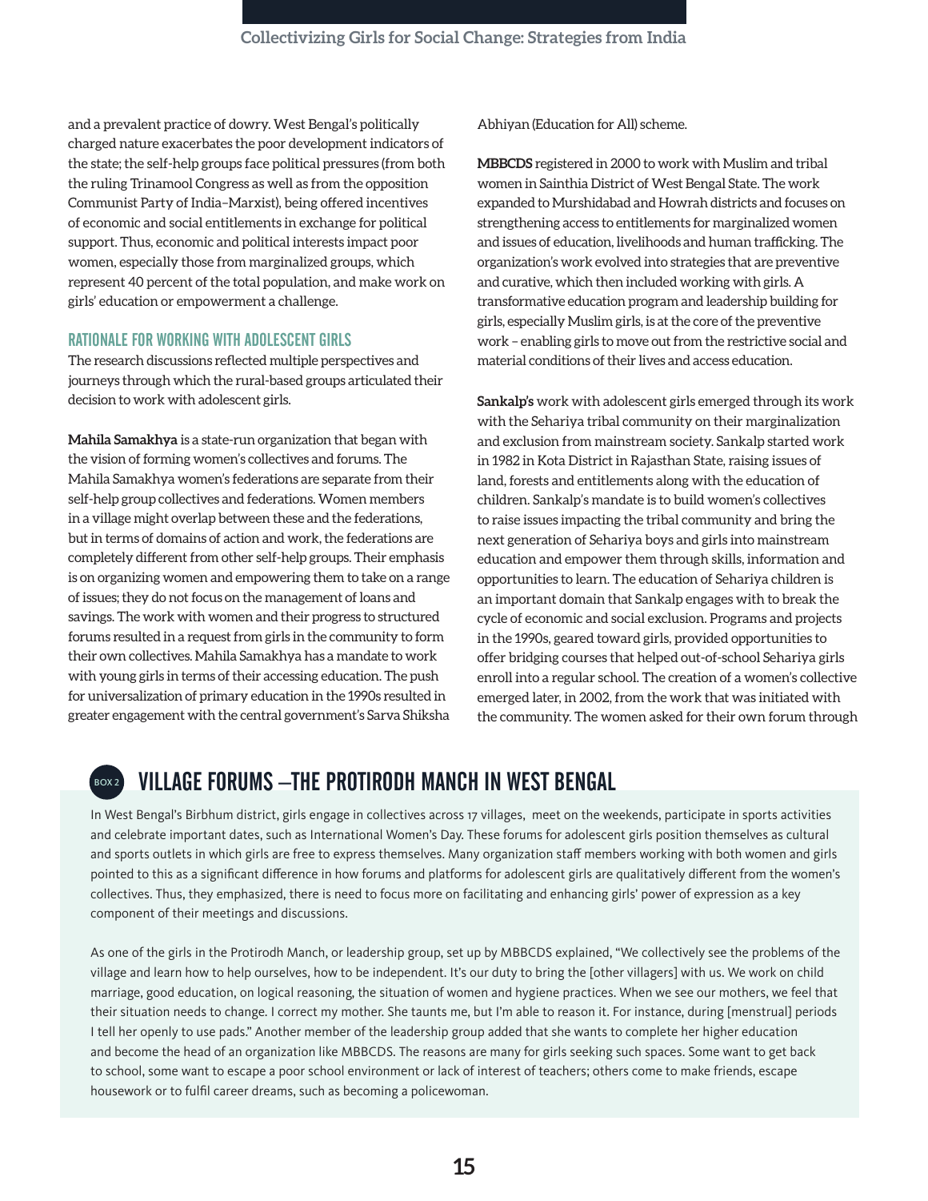and a prevalent practice of dowry. West Bengal's politically charged nature exacerbates the poor development indicators of the state; the self-help groups face political pressures (from both the ruling Trinamool Congress as well as from the opposition Communist Party of India–Marxist), being offered incentives of economic and social entitlements in exchange for political support. Thus, economic and political interests impact poor women, especially those from marginalized groups, which represent 40 percent of the total population, and make work on girls' education or empowerment a challenge.

### RATIONALE FOR WORKING WITH ADOLESCENT GIRLS

The research discussions reflected multiple perspectives and journeys through which the rural-based groups articulated their decision to work with adolescent girls.

**Mahila Samakhya** is a state-run organization that began with the vision of forming women's collectives and forums. The Mahila Samakhya women's federations are separate from their self-help group collectives and federations. Women members in a village might overlap between these and the federations, but in terms of domains of action and work, the federations are completely different from other self-help groups. Their emphasis is on organizing women and empowering them to take on a range of issues; they do not focus on the management of loans and savings. The work with women and their progress to structured forums resulted in a request from girls in the community to form their own collectives. Mahila Samakhya has a mandate to work with young girls in terms of their accessing education. The push for universalization of primary education in the 1990s resulted in greater engagement with the central government's Sarva Shiksha Abhiyan (Education for All) scheme.

**MBBCDS** registered in 2000 to work with Muslim and tribal women in Sainthia District of West Bengal State. The work expanded to Murshidabad and Howrah districts and focuses on strengthening access to entitlements for marginalized women and issues of education, livelihoods and human trafficking. The organization's work evolved into strategies that are preventive and curative, which then included working with girls. A transformative education program and leadership building for girls, especially Muslim girls, is at the core of the preventive work – enabling girls to move out from the restrictive social and material conditions of their lives and access education.

**Sankalp's** work with adolescent girls emerged through its work with the Sehariya tribal community on their marginalization and exclusion from mainstream society. Sankalp started work in 1982 in Kota District in Rajasthan State, raising issues of land, forests and entitlements along with the education of children. Sankalp's mandate is to build women's collectives to raise issues impacting the tribal community and bring the next generation of Sehariya boys and girls into mainstream education and empower them through skills, information and opportunities to learn. The education of Sehariya children is an important domain that Sankalp engages with to break the cycle of economic and social exclusion. Programs and projects in the 1990s, geared toward girls, provided opportunities to offer bridging courses that helped out-of-school Sehariya girls enroll into a regular school. The creation of a women's collective emerged later, in 2002, from the work that was initiated with the community. The women asked for their own forum through

## BOX 2: VILLAGE FORUMS –THE PROTIRODH MANCH IN WEST BENGAL

In West Bengal's Birbhum district, girls engage in collectives across 17 villages, meet on the weekends, participate in sports activities and celebrate important dates, such as International Women's Day. These forums for adolescent girls position themselves as cultural and sports outlets in which girls are free to express themselves. Many organization staff members working with both women and girls pointed to this as a significant difference in how forums and platforms for adolescent girls are qualitatively different from the women's collectives. Thus, they emphasized, there is need to focus more on facilitating and enhancing girls' power of expression as a key component of their meetings and discussions.

As one of the girls in the Protirodh Manch, or leadership group, set up by MBBCDS explained, "We collectively see the problems of the village and learn how to help ourselves, how to be independent. It's our duty to bring the [other villagers] with us. We work on child marriage, good education, on logical reasoning, the situation of women and hygiene practices. When we see our mothers, we feel that their situation needs to change. I correct my mother. She taunts me, but I'm able to reason it. For instance, during [menstrual] periods I tell her openly to use pads." Another member of the leadership group added that she wants to complete her higher education and become the head of an organization like MBBCDS. The reasons are many for girls seeking such spaces. Some want to get back to school, some want to escape a poor school environment or lack of interest of teachers; others come to make friends, escape housework or to fulfil career dreams, such as becoming a policewoman.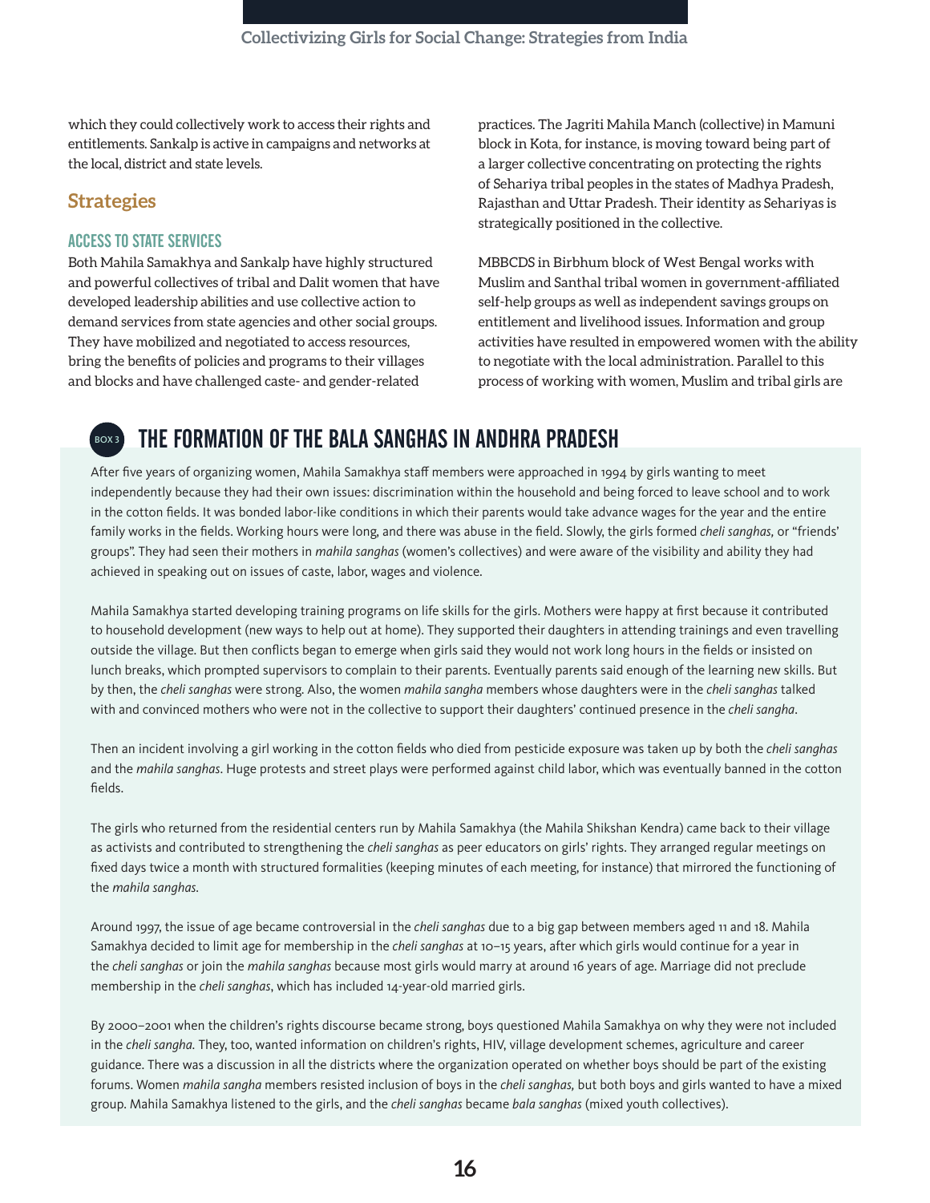which they could collectively work to access their rights and entitlements. Sankalp is active in campaigns and networks at the local, district and state levels.

## Strategies

### ACCESS TO STATE SERVICES

Both Mahila Samakhya and Sankalp have highly structured and powerful collectives of tribal and Dalit women that have developed leadership abilities and use collective action to demand services from state agencies and other social groups. They have mobilized and negotiated to access resources, bring the benefits of policies and programs to their villages and blocks and have challenged caste- and gender-related practices. The Jagriti Mahila Manch (collective) in Mamuni block in Kota, for instance, is moving toward being part of a larger collective concentrating on protecting the rights of Sehariya tribal peoples in the states of Madhya Pradesh, Rajasthan and Uttar Pradesh. Their identity as Sehariyas is strategically positioned in the collective.

MBBCDS in Birbhum block of West Bengal works with Muslim and Santhal tribal women in government-affiliated self-help groups as well as independent savings groups on entitlement and livelihood issues. Information and group activities have resulted in empowered women with the ability to negotiate with the local administration. Parallel to this process of working with women, Muslim and tribal girls are

### BOX 3 THE FORMATION OF THE BALA SANGHAS IN ANDHRA PRADESH

After five years of organizing women, Mahila Samakhya staff members were approached in 1994 by girls wanting to meet independently because they had their own issues: discrimination within the household and being forced to leave school and to work in the cotton fields. It was bonded labor-like conditions in which their parents would take advance wages for the year and the entire family works in the fields. Working hours were long, and there was abuse in the field. Slowly, the girls formed *cheli sanghas*, or "friends' groups". They had seen their mothers in *mahila sanghas* (women's collectives) and were aware of the visibility and ability they had achieved in speaking out on issues of caste, labor, wages and violence.

Mahila Samakhya started developing training programs on life skills for the girls. Mothers were happy at first because it contributed to household development (new ways to help out at home). They supported their daughters in attending trainings and even travelling outside the village. But then conflicts began to emerge when girls said they would not work long hours in the fields or insisted on lunch breaks, which prompted supervisors to complain to their parents. Eventually parents said enough of the learning new skills. But by then, the *cheli sanghas* were strong. Also, the women *mahila sangha* members whose daughters were in the *cheli sanghas* talked with and convinced mothers who were not in the collective to support their daughters' continued presence in the *cheli sangha*.

Then an incident involving a girl working in the cotton fields who died from pesticide exposure was taken up by both the *cheli sanghas* and the *mahila sanghas*. Huge protests and street plays were performed against child labor, which was eventually banned in the cotton fields.

The girls who returned from the residential centers run by Mahila Samakhya (the Mahila Shikshan Kendra) came back to their village as activists and contributed to strengthening the *cheli sanghas* as peer educators on girls' rights. They arranged regular meetings on fixed days twice a month with structured formalities (keeping minutes of each meeting, for instance) that mirrored the functioning of the *mahila sanghas*.

Around 1997, the issue of age became controversial in the *cheli sanghas* due to a big gap between members aged 11 and 18. Mahila Samakhya decided to limit age for membership in the *cheli sanghas* at 10–15 years, after which girls would continue for a year in the *cheli sanghas* or join the *mahila sanghas* because most girls would marry at around 16 years of age. Marriage did not preclude membership in the *cheli sanghas*, which has included 14-year-old married girls.

By 2000–2001 when the children's rights discourse became strong, boys questioned Mahila Samakhya on why they were not included in the *cheli sangha*. They, too, wanted information on children's rights, HIV, village development schemes, agriculture and career guidance. There was a discussion in all the districts where the organization operated on whether boys should be part of the existing forums. Women *mahila sangha* members resisted inclusion of boys in the *cheli sanghas*, but both boys and girls wanted to have a mixed group. Mahila Samakhya listened to the girls, and the *cheli sanghas* became *bala sanghas* (mixed youth collectives).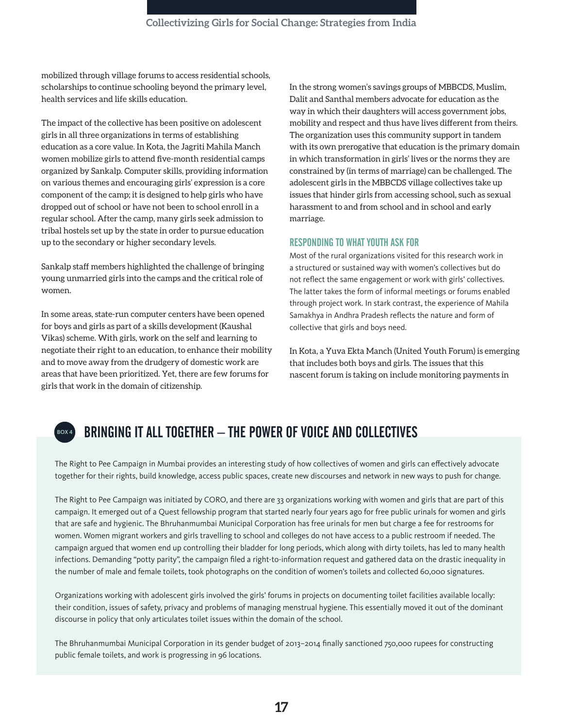mobilized through village forums to access residential schools, scholarships to continue schooling beyond the primary level, health services and life skills education.

The impact of the collective has been positive on adolescent girls in all three organizations in terms of establishing education as a core value. In Kota, the Jagriti Mahila Manch women mobilize girls to attend five-month residential camps organized by Sankalp. Computer skills, providing information on various themes and encouraging girls' expression is a core component of the camp; it is designed to help girls who have dropped out of school or have not been to school enroll in a regular school. After the camp, many girls seek admission to tribal hostels set up by the state in order to pursue education up to the secondary or higher secondary levels.

Sankalp staff members highlighted the challenge of bringing young unmarried girls into the camps and the critical role of women.

In some areas, state-run computer centers have been opened for boys and girls as part of a skills development (Kaushal Vikas) scheme. With girls, work on the self and learning to negotiate their right to an education, to enhance their mobility and to move away from the drudgery of domestic work are areas that have been prioritized. Yet, there are few forums for girls that work in the domain of citizenship.

In the strong women's savings groups of MBBCDS, Muslim, Dalit and Santhal members advocate for education as the way in which their daughters will access government jobs, mobility and respect and thus have lives different from theirs. The organization uses this community support in tandem with its own prerogative that education is the primary domain in which transformation in girls' lives or the norms they are constrained by (in terms of marriage) can be challenged. The adolescent girls in the MBBCDS village collectives take up issues that hinder girls from accessing school, such as sexual harassment to and from school and in school and early marriage.

### RESPONDING TO WHAT YOUTH ASK FOR

Most of the rural organizations visited for this research work in a structured or sustained way with women's collectives but do not reflect the same engagement or work with girls' collectives. The latter takes the form of informal meetings or forums enabled through project work. In stark contrast, the experience of Mahila Samakhya in Andhra Pradesh reflects the nature and form of collective that girls and boys need.

In Kota, a Yuva Ekta Manch (United Youth Forum) is emerging that includes both boys and girls. The issues that this nascent forum is taking on include monitoring payments in

## BOX 4: BRINGING IT ALL TOGETHER – THE POWER OF VOICE AND COLLECTIVES

The Right to Pee Campaign in Mumbai provides an interesting study of how collectives of women and girls can effectively advocate together for their rights, build knowledge, access public spaces, create new discourses and network in new ways to push for change.

The Right to Pee Campaign was initiated by CORO, and there are 33 organizations working with women and girls that are part of this campaign. It emerged out of a Quest fellowship program that started nearly four years ago for free public urinals for women and girls that are safe and hygienic. The Bhruhanmumbai Municipal Corporation has free urinals for men but charge a fee for restrooms for women. Women migrant workers and girls travelling to school and colleges do not have access to a public restroom if needed. The campaign argued that women end up controlling their bladder for long periods, which along with dirty toilets, has led to many health infections. Demanding "potty parity", the campaign filed a right-to-information request and gathered data on the drastic inequality in the number of male and female toilets, took photographs on the condition of women's toilets and collected 60,000 signatures.

Organizations working with adolescent girls involved the girls' forums in projects on documenting toilet facilities available locally: their condition, issues of safety, privacy and problems of managing menstrual hygiene. This essentially moved it out of the dominant discourse in policy that only articulates toilet issues within the domain of the school.

The Bhruhanmumbai Municipal Corporation in its gender budget of 2013–2014 finally sanctioned 750,000 rupees for constructing public female toilets, and work is progressing in 96 locations.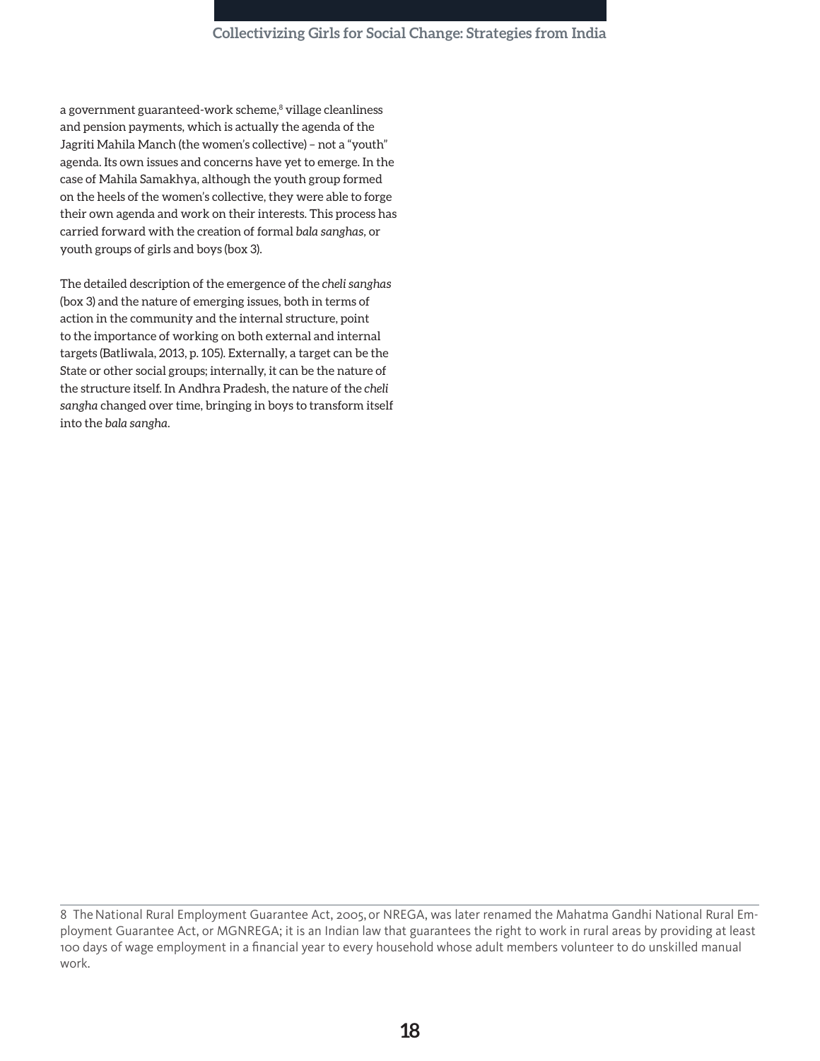a government guaranteed-work scheme,[8] village cleanliness and pension payments, which is actually the agenda of the Jagriti Mahila Manch (the women's collective) – not a "youth" agenda. Its own issues and concerns have yet to emerge. In the case of Mahila Samakhya, although the youth group formed on the heels of the women's collective, they were able to forge their own agenda and work on their interests. This process has carried forward with the creation of formal *bala sanghas*, or youth groups of girls and boys (box 3).

The detailed description of the emergence of the *cheli sanghas* (box 3) and the nature of emerging issues, both in terms of action in the community and the internal structure, point to the importance of working on both external and internal targets (Batliwala, 2013, p. 105). Externally, a target can be the State or other social groups; internally, it can be the nature of the structure itself. In Andhra Pradesh, the nature of the *cheli sangha* changed over time, bringing in boys to transform itself into the *bala sangha*.

---

8 The National Rural Employment Guarantee Act, 2005, or NREGA, was later renamed the Mahatma Gandhi National Rural Employment Guarantee Act, or MGNREGA; it is an Indian law that guarantees the right to work in rural areas by providing at least 100 days of wage employment in a financial year to every household whose adult members volunteer to do unskilled manual work.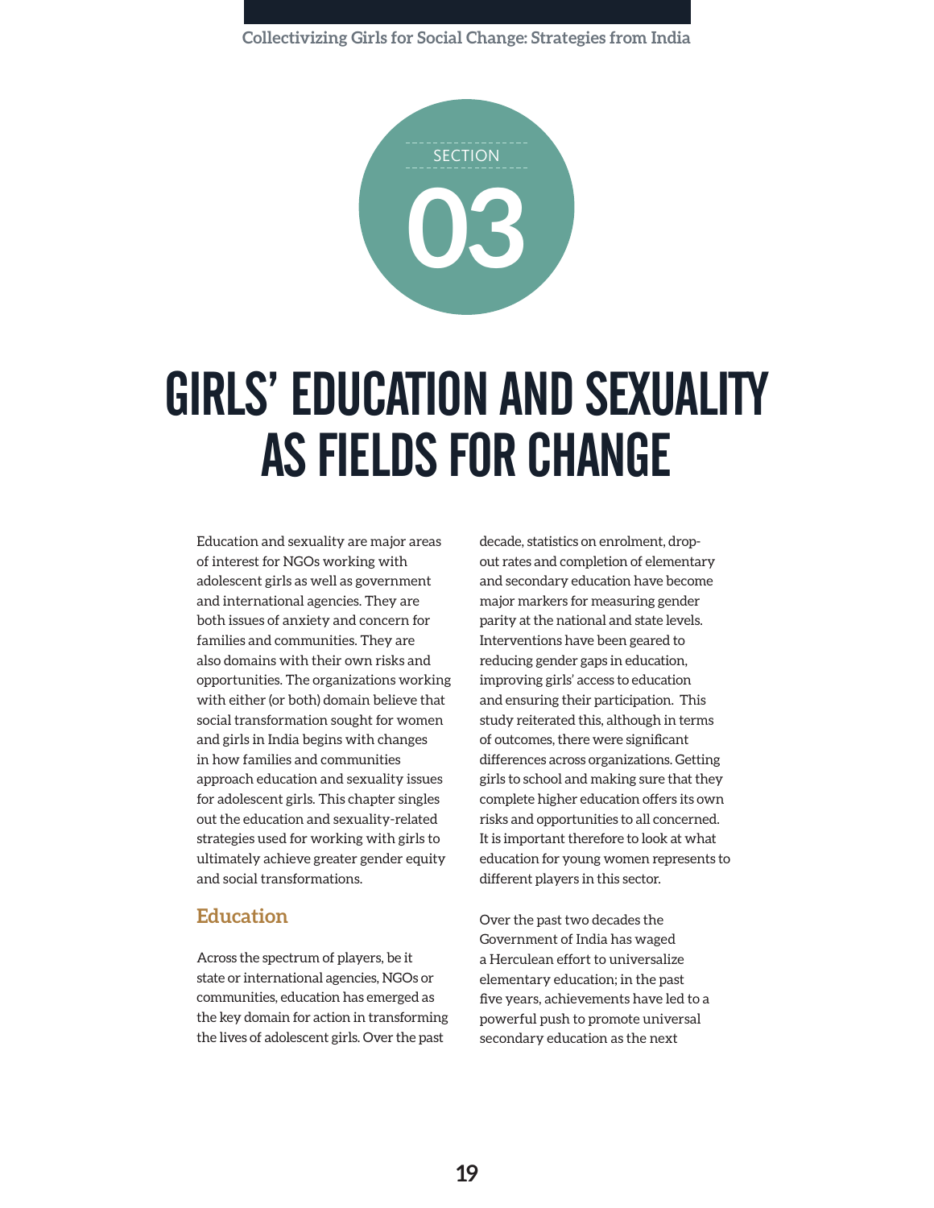SECTION 03

# GIRLS' EDUCATION AND SEXUALITY AS FIELDS FOR CHANGE

Education and sexuality are major areas of interest for NGOs working with adolescent girls as well as government and international agencies. They are both issues of anxiety and concern for families and communities. They are also domains with their own risks and opportunities. The organizations working with either (or both) domain believe that social transformation sought for women and girls in India begins with changes in how families and communities approach education and sexuality issues for adolescent girls. This chapter singles out the education and sexuality-related strategies used for working with girls to ultimately achieve greater gender equity and social transformations.

## Education

Across the spectrum of players, be it state or international agencies, NGOs or communities, education has emerged as the key domain for action in transforming the lives of adolescent girls. Over the past decade, statistics on enrolment, drop-out rates and completion of elementary and secondary education have become major markers for measuring gender parity at the national and state levels. Interventions have been geared to reducing gender gaps in education, improving girls' access to education and ensuring their participation. This study reiterated this, although in terms of outcomes, there were significant differences across organizations. Getting girls to school and making sure that they complete higher education offers its own risks and opportunities to all concerned. It is important therefore to look at what education for young women represents to different players in this sector.

Over the past two decades the Government of India has waged a Herculean effort to universalize elementary education; in the past five years, achievements have led to a powerful push to promote universal secondary education as the next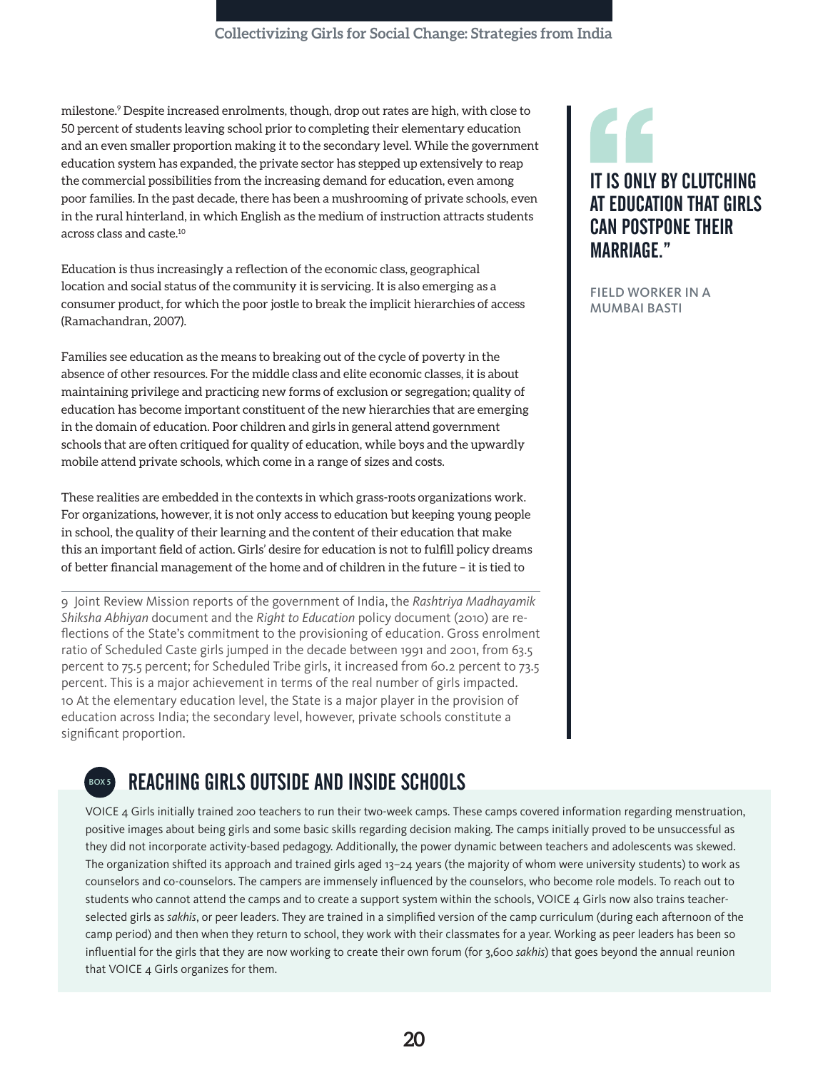milestone.[9] Despite increased enrolments, though, drop out rates are high, with close to 50 percent of students leaving school prior to completing their elementary education and an even smaller proportion making it to the secondary level. While the government education system has expanded, the private sector has stepped up extensively to reap the commercial possibilities from the increasing demand for education, even among poor families. In the past decade, there has been a mushrooming of private schools, even in the rural hinterland, in which English as the medium of instruction attracts students across class and caste.[10]

Education is thus increasingly a reflection of the economic class, geographical location and social status of the community it is servicing. It is also emerging as a consumer product, for which the poor jostle to break the implicit hierarchies of access (Ramachandran, 2007).

Families see education as the means to breaking out of the cycle of poverty in the absence of other resources. For the middle class and elite economic classes, it is about maintaining privilege and practicing new forms of exclusion or segregation; quality of education has become important constituent of the new hierarchies that are emerging in the domain of education. Poor children and girls in general attend government schools that are often critiqued for quality of education, while boys and the upwardly mobile attend private schools, which come in a range of sizes and costs.

These realities are embedded in the contexts in which grass-roots organizations work. For organizations, however, it is not only access to education but keeping young people in school, the quality of their learning and the content of their education that make this an important field of action. Girls' desire for education is not to fulfill policy dreams of better financial management of the home and of children in the future – it is tied to

> **"IT IS ONLY BY CLUTCHING AT EDUCATION THAT GIRLS CAN POSTPONE THEIR MARRIAGE."**
>
> FIELD WORKER IN A MUMBAI BASTI

---

9 Joint Review Mission reports of the government of India, the *Rashtriya Madhayamik Shiksha Abhiyan* document and the *Right to Education* policy document (2010) are reflections of the State's commitment to the provisioning of education. Gross enrolment ratio of Scheduled Caste girls jumped in the decade between 1991 and 2001, from 63.5 percent to 75.5 percent; for Scheduled Tribe girls, it increased from 60.2 percent to 73.5 percent. This is a major achievement in terms of the real number of girls impacted.

10 At the elementary education level, the State is a major player in the provision of education across India; the secondary level, however, private schools constitute a significant proportion.

## BOX 5 REACHING GIRLS OUTSIDE AND INSIDE SCHOOLS

VOICE 4 Girls initially trained 200 teachers to run their two-week camps. These camps covered information regarding menstruation, positive images about being girls and some basic skills regarding decision making. The camps initially proved to be unsuccessful as they did not incorporate activity-based pedagogy. Additionally, the power dynamic between teachers and adolescents was skewed. The organization shifted its approach and trained girls aged 13–24 years (the majority of whom were university students) to work as counselors and co-counselors. The campers are immensely influenced by the counselors, who become role models. To reach out to students who cannot attend the camps and to create a support system within the schools, VOICE 4 Girls now also trains teacher-selected girls as *sakhis*, or peer leaders. They are trained in a simplified version of the camp curriculum (during each afternoon of the camp period) and then when they return to school, they work with their classmates for a year. Working as peer leaders has been so influential for the girls that they are now working to create their own forum (for 3,600 *sakhis*) that goes beyond the annual reunion that VOICE 4 Girls organizes for them.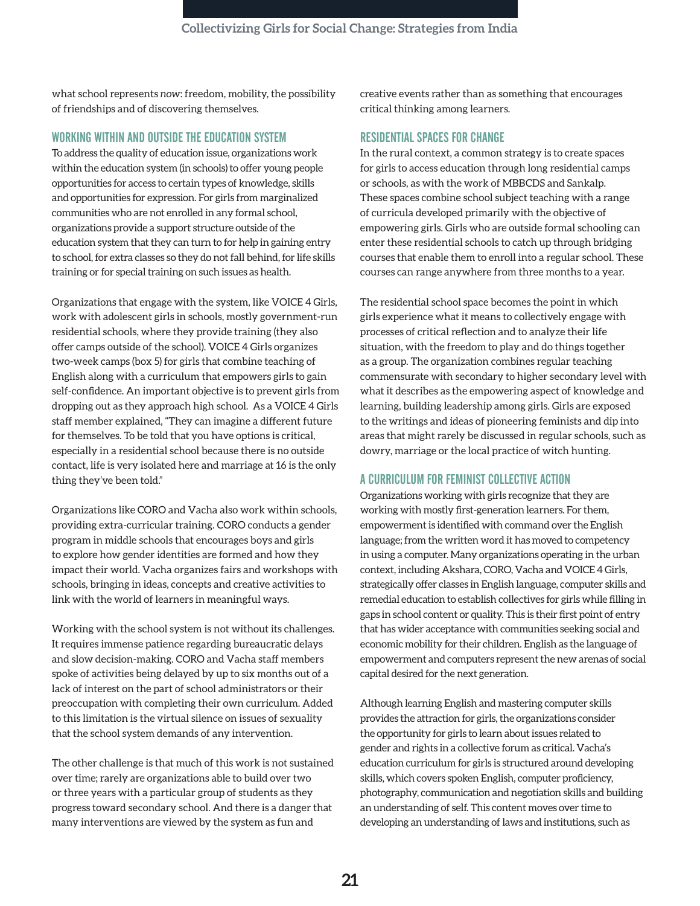what school represents *now*: freedom, mobility, the possibility of friendships and of discovering themselves.

### WORKING WITHIN AND OUTSIDE THE EDUCATION SYSTEM

To address the quality of education issue, organizations work within the education system (in schools) to offer young people opportunities for access to certain types of knowledge, skills and opportunities for expression. For girls from marginalized communities who are not enrolled in any formal school, organizations provide a support structure outside of the education system that they can turn to for help in gaining entry to school, for extra classes so they do not fall behind, for life skills training or for special training on such issues as health.

Organizations that engage with the system, like VOICE 4 Girls, work with adolescent girls in schools, mostly government-run residential schools, where they provide training (they also offer camps outside of the school). VOICE 4 Girls organizes two-week camps (box 5) for girls that combine teaching of English along with a curriculum that empowers girls to gain self-confidence. An important objective is to prevent girls from dropping out as they approach high school. As a VOICE 4 Girls staff member explained, "They can imagine a different future for themselves. To be told that you have options is critical, especially in a residential school because there is no outside contact, life is very isolated here and marriage at 16 is the only thing they've been told."

Organizations like CORO and Vacha also work within schools, providing extra-curricular training. CORO conducts a gender program in middle schools that encourages boys and girls to explore how gender identities are formed and how they impact their world. Vacha organizes fairs and workshops with schools, bringing in ideas, concepts and creative activities to link with the world of learners in meaningful ways.

Working with the school system is not without its challenges. It requires immense patience regarding bureaucratic delays and slow decision-making. CORO and Vacha staff members spoke of activities being delayed by up to six months out of a lack of interest on the part of school administrators or their preoccupation with completing their own curriculum. Added to this limitation is the virtual silence on issues of sexuality that the school system demands of any intervention.

The other challenge is that much of this work is not sustained over time; rarely are organizations able to build over two or three years with a particular group of students as they progress toward secondary school. And there is a danger that many interventions are viewed by the system as fun and creative events rather than as something that encourages critical thinking among learners.

### RESIDENTIAL SPACES FOR CHANGE

In the rural context, a common strategy is to create spaces for girls to access education through long residential camps or schools, as with the work of MBBCDS and Sankalp. These spaces combine school subject teaching with a range of curricula developed primarily with the objective of empowering girls. Girls who are outside formal schooling can enter these residential schools to catch up through bridging courses that enable them to enroll into a regular school. These courses can range anywhere from three months to a year.

The residential school space becomes the point in which girls experience what it means to collectively engage with processes of critical reflection and to analyze their life situation, with the freedom to play and do things together as a group. The organization combines regular teaching commensurate with secondary to higher secondary level with what it describes as the empowering aspect of knowledge and learning, building leadership among girls. Girls are exposed to the writings and ideas of pioneering feminists and dip into areas that might rarely be discussed in regular schools, such as dowry, marriage or the local practice of witch hunting.

### A CURRICULUM FOR FEMINIST COLLECTIVE ACTION

Organizations working with girls recognize that they are working with mostly first-generation learners. For them, empowerment is identified with command over the English language; from the written word it has moved to competency in using a computer. Many organizations operating in the urban context, including Akshara, CORO, Vacha and VOICE 4 Girls, strategically offer classes in English language, computer skills and remedial education to establish collectives for girls while filling in gaps in school content or quality. This is their first point of entry that has wider acceptance with communities seeking social and economic mobility for their children. English as the language of empowerment and computers represent the new arenas of social capital desired for the next generation.

Although learning English and mastering computer skills provides the attraction for girls, the organizations consider the opportunity for girls to learn about issues related to gender and rights in a collective forum as critical. Vacha's education curriculum for girls is structured around developing skills, which covers spoken English, computer proficiency, photography, communication and negotiation skills and building an understanding of self. This content moves over time to developing an understanding of laws and institutions, such as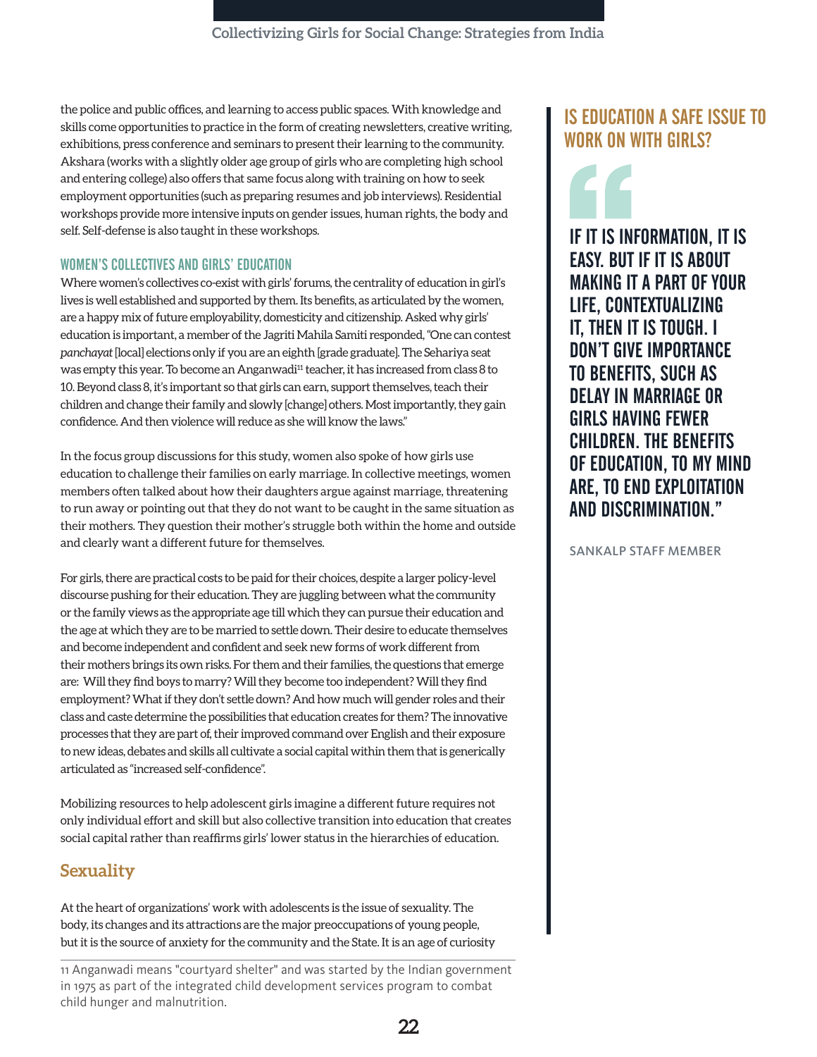the police and public offices, and learning to access public spaces. With knowledge and skills come opportunities to practice in the form of creating newsletters, creative writing, exhibitions, press conference and seminars to present their learning to the community. Akshara (works with a slightly older age group of girls who are completing high school and entering college) also offers that same focus along with training on how to seek employment opportunities (such as preparing resumes and job interviews). Residential workshops provide more intensive inputs on gender issues, human rights, the body and self. Self-defense is also taught in these workshops.

### WOMEN'S COLLECTIVES AND GIRLS' EDUCATION

Where women's collectives co-exist with girls' forums, the centrality of education in girl's lives is well established and supported by them. Its benefits, as articulated by the women, are a happy mix of future employability, domesticity and citizenship. Asked why girls' education is important, a member of the Jagriti Mahila Samiti responded, "One can contest *panchayat* [local] elections only if you are an eighth [grade graduate]. The Sehariya seat was empty this year. To become an Anganwadi[11] teacher, it has increased from class 8 to 10. Beyond class 8, it's important so that girls can earn, support themselves, teach their children and change their family and slowly [change] others. Most importantly, they gain confidence. And then violence will reduce as she will know the laws."

In the focus group discussions for this study, women also spoke of how girls use education to challenge their families on early marriage. In collective meetings, women members often talked about how their daughters argue against marriage, threatening to run away or pointing out that they do not want to be caught in the same situation as their mothers. They question their mother's struggle both within the home and outside and clearly want a different future for themselves.

For girls, there are practical costs to be paid for their choices, despite a larger policy-level discourse pushing for their education. They are juggling between what the community or the family views as the appropriate age till which they can pursue their education and the age at which they are to be married to settle down. Their desire to educate themselves and become independent and confident and seek new forms of work different from their mothers brings its own risks. For them and their families, the questions that emerge are: Will they find boys to marry? Will they become too independent? Will they find employment? What if they don't settle down? And how much will gender roles and their class and caste determine the possibilities that education creates for them? The innovative processes that they are part of, their improved command over English and their exposure to new ideas, debates and skills all cultivate a social capital within them that is generically articulated as "increased self-confidence".

Mobilizing resources to help adolescent girls imagine a different future requires not only individual effort and skill but also collective transition into education that creates social capital rather than reaffirms girls' lower status in the hierarchies of education.

## Sexuality

At the heart of organizations' work with adolescents is the issue of sexuality. The body, its changes and its attractions are the major preoccupations of young people, but it is the source of anxiety for the community and the State. It is an age of curiosity

### IS EDUCATION A SAFE ISSUE TO WORK ON WITH GIRLS?

**"IF IT IS INFORMATION, IT IS EASY. BUT IF IT IS ABOUT MAKING IT A PART OF YOUR LIFE, CONTEXTUALIZING IT, THEN IT IS TOUGH. I DON'T GIVE IMPORTANCE TO BENEFITS, SUCH AS DELAY IN MARRIAGE OR GIRLS HAVING FEWER CHILDREN. THE BENEFITS OF EDUCATION, TO MY MIND ARE, TO END EXPLOITATION AND DISCRIMINATION."**

SANKALP STAFF MEMBER

---

11 Anganwadi means "courtyard shelter" and was started by the Indian government in 1975 as part of the integrated child development services program to combat child hunger and malnutrition.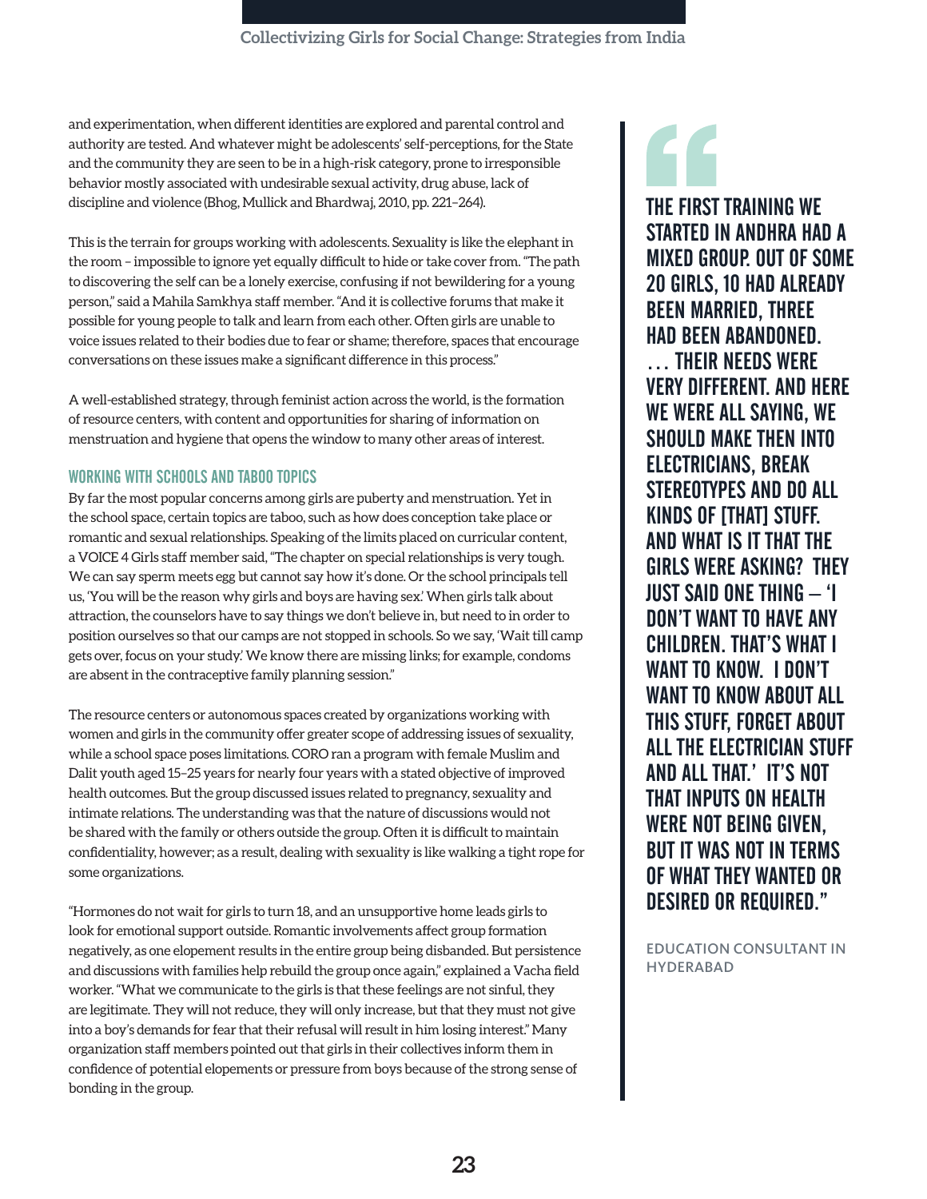and experimentation, when different identities are explored and parental control and authority are tested. And whatever might be adolescents' self-perceptions, for the State and the community they are seen to be in a high-risk category, prone to irresponsible behavior mostly associated with undesirable sexual activity, drug abuse, lack of discipline and violence (Bhog, Mullick and Bhardwaj, 2010, pp. 221–264).

This is the terrain for groups working with adolescents. Sexuality is like the elephant in the room – impossible to ignore yet equally difficult to hide or take cover from. "The path to discovering the self can be a lonely exercise, confusing if not bewildering for a young person," said a Mahila Samkhya staff member. "And it is collective forums that make it possible for young people to talk and learn from each other. Often girls are unable to voice issues related to their bodies due to fear or shame; therefore, spaces that encourage conversations on these issues make a significant difference in this process."

A well-established strategy, through feminist action across the world, is the formation of resource centers, with content and opportunities for sharing of information on menstruation and hygiene that opens the window to many other areas of interest.

### WORKING WITH SCHOOLS AND TABOO TOPICS

By far the most popular concerns among girls are puberty and menstruation. Yet in the school space, certain topics are taboo, such as how does conception take place or romantic and sexual relationships. Speaking of the limits placed on curricular content, a VOICE 4 Girls staff member said, "The chapter on special relationships is very tough. We can say sperm meets egg but cannot say how it's done. Or the school principals tell us, 'You will be the reason why girls and boys are having sex.' When girls talk about attraction, the counselors have to say things we don't believe in, but need to in order to position ourselves so that our camps are not stopped in schools. So we say, 'Wait till camp gets over, focus on your study.' We know there are missing links; for example, condoms are absent in the contraceptive family planning session."

The resource centers or autonomous spaces created by organizations working with women and girls in the community offer greater scope of addressing issues of sexuality, while a school space poses limitations. CORO ran a program with female Muslim and Dalit youth aged 15–25 years for nearly four years with a stated objective of improved health outcomes. But the group discussed issues related to pregnancy, sexuality and intimate relations. The understanding was that the nature of discussions would not be shared with the family or others outside the group. Often it is difficult to maintain confidentiality, however; as a result, dealing with sexuality is like walking a tight rope for some organizations.

"Hormones do not wait for girls to turn 18, and an unsupportive home leads girls to look for emotional support outside. Romantic involvements affect group formation negatively, as one elopement results in the entire group being disbanded. But persistence and discussions with families help rebuild the group once again," explained a Vacha field worker. "What we communicate to the girls is that these feelings are not sinful, they are legitimate. They will not reduce, they will only increase, but that they must not give into a boy's demands for fear that their refusal will result in him losing interest." Many organization staff members pointed out that girls in their collectives inform them in confidence of potential elopements or pressure from boys because of the strong sense of bonding in the group.

> **"THE FIRST TRAINING WE STARTED IN ANDHRA HAD A MIXED GROUP. OUT OF SOME 20 GIRLS, 10 HAD ALREADY BEEN MARRIED, THREE HAD BEEN ABANDONED. … THEIR NEEDS WERE VERY DIFFERENT. AND HERE WE WERE ALL SAYING, WE SHOULD MAKE THEN INTO ELECTRICIANS, BREAK STEREOTYPES AND DO ALL KINDS OF [THAT] STUFF. AND WHAT IS IT THAT THE GIRLS WERE ASKING? THEY JUST SAID ONE THING – 'I DON'T WANT TO HAVE ANY CHILDREN. THAT'S WHAT I WANT TO KNOW. I DON'T WANT TO KNOW ABOUT ALL THIS STUFF, FORGET ABOUT ALL THE ELECTRICIAN STUFF AND ALL THAT.' IT'S NOT THAT INPUTS ON HEALTH WERE NOT BEING GIVEN, BUT IT WAS NOT IN TERMS OF WHAT THEY WANTED OR DESIRED OR REQUIRED."**
>
> EDUCATION CONSULTANT IN HYDERABAD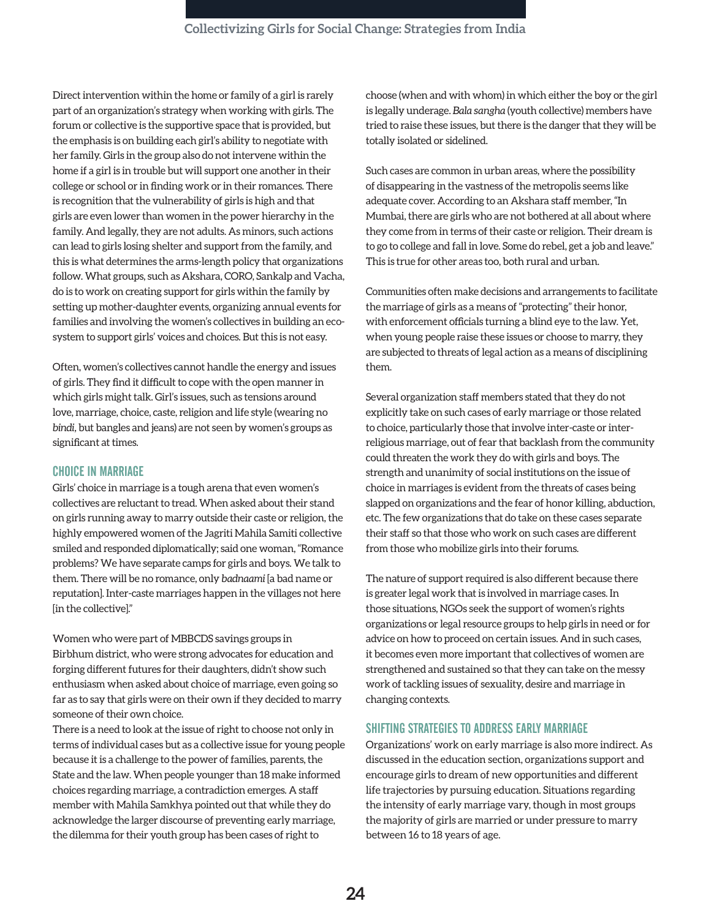Direct intervention within the home or family of a girl is rarely part of an organization's strategy when working with girls. The forum or collective is the supportive space that is provided, but the emphasis is on building each girl's ability to negotiate with her family. Girls in the group also do not intervene within the home if a girl is in trouble but will support one another in their college or school or in finding work or in their romances. There is recognition that the vulnerability of girls is high and that girls are even lower than women in the power hierarchy in the family. And legally, they are not adults. As minors, such actions can lead to girls losing shelter and support from the family, and this is what determines the arms-length policy that organizations follow. What groups, such as Akshara, CORO, Sankalp and Vacha, do is to work on creating support for girls within the family by setting up mother-daughter events, organizing annual events for families and involving the women's collectives in building an eco-system to support girls' voices and choices. But this is not easy.

Often, women's collectives cannot handle the energy and issues of girls. They find it difficult to cope with the open manner in which girls might talk. Girl's issues, such as tensions around love, marriage, choice, caste, religion and life style (wearing no *bindi*, but bangles and jeans) are not seen by women's groups as significant at times.

## CHOICE IN MARRIAGE

Girls' choice in marriage is a tough arena that even women's collectives are reluctant to tread. When asked about their stand on girls running away to marry outside their caste or religion, the highly empowered women of the Jagriti Mahila Samiti collective smiled and responded diplomatically; said one woman, "Romance problems? We have separate camps for girls and boys. We talk to them. There will be no romance, only *badnaami* [a bad name or reputation]. Inter-caste marriages happen in the villages not here [in the collective]."

Women who were part of MBBCDS savings groups in Birbhum district, who were strong advocates for education and forging different futures for their daughters, didn't show such enthusiasm when asked about choice of marriage, even going so far as to say that girls were on their own if they decided to marry someone of their own choice.

There is a need to look at the issue of right to choose not only in terms of individual cases but as a collective issue for young people because it is a challenge to the power of families, parents, the State and the law. When people younger than 18 make informed choices regarding marriage, a contradiction emerges. A staff member with Mahila Samkhya pointed out that while they do acknowledge the larger discourse of preventing early marriage, the dilemma for their youth group has been cases of right to choose (when and with whom) in which either the boy or the girl is legally underage. *Bala sangha* (youth collective) members have tried to raise these issues, but there is the danger that they will be totally isolated or sidelined.

Such cases are common in urban areas, where the possibility of disappearing in the vastness of the metropolis seems like adequate cover. According to an Akshara staff member, "In Mumbai, there are girls who are not bothered at all about where they come from in terms of their caste or religion. Their dream is to go to college and fall in love. Some do rebel, get a job and leave." This is true for other areas too, both rural and urban.

Communities often make decisions and arrangements to facilitate the marriage of girls as a means of "protecting" their honor, with enforcement officials turning a blind eye to the law. Yet, when young people raise these issues or choose to marry, they are subjected to threats of legal action as a means of disciplining them.

Several organization staff members stated that they do not explicitly take on such cases of early marriage or those related to choice, particularly those that involve inter-caste or inter-religious marriage, out of fear that backlash from the community could threaten the work they do with girls and boys. The strength and unanimity of social institutions on the issue of choice in marriages is evident from the threats of cases being slapped on organizations and the fear of honor killing, abduction, etc. The few organizations that do take on these cases separate their staff so that those who work on such cases are different from those who mobilize girls into their forums.

The nature of support required is also different because there is greater legal work that is involved in marriage cases. In those situations, NGOs seek the support of women's rights organizations or legal resource groups to help girls in need or for advice on how to proceed on certain issues. And in such cases, it becomes even more important that collectives of women are strengthened and sustained so that they can take on the messy work of tackling issues of sexuality, desire and marriage in changing contexts.

## SHIFTING STRATEGIES TO ADDRESS EARLY MARRIAGE

Organizations' work on early marriage is also more indirect. As discussed in the education section, organizations support and encourage girls to dream of new opportunities and different life trajectories by pursuing education. Situations regarding the intensity of early marriage vary, though in most groups the majority of girls are married or under pressure to marry between 16 to 18 years of age.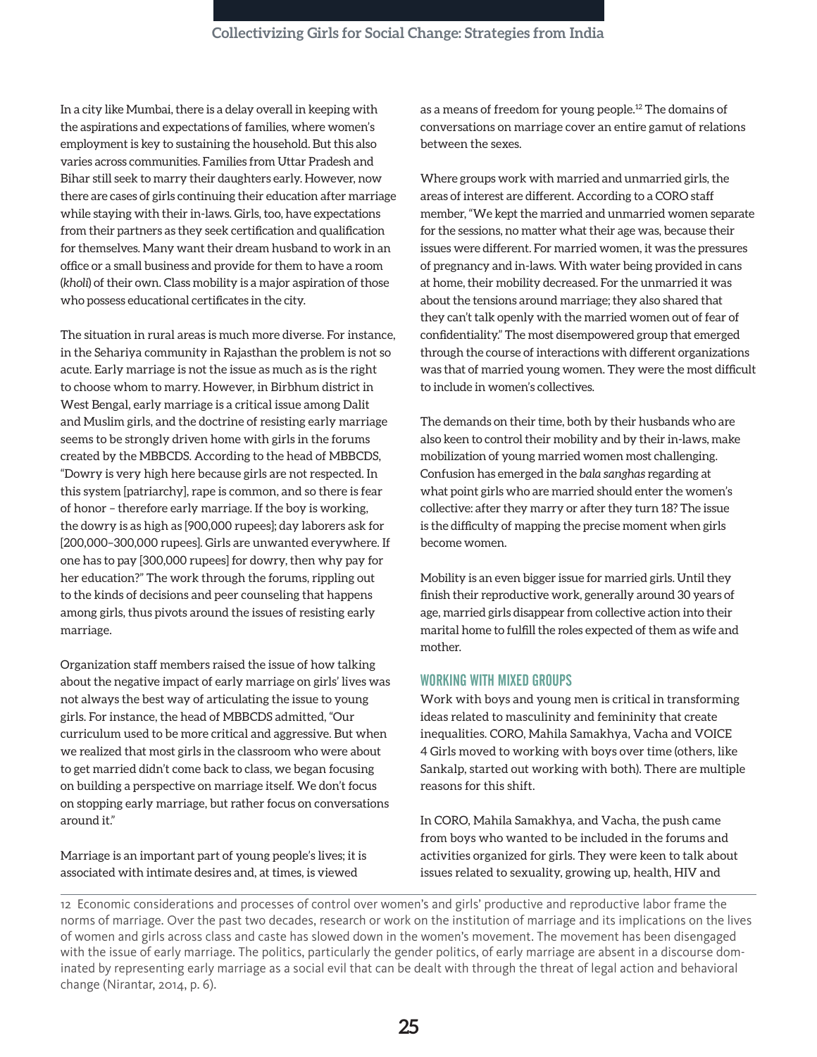In a city like Mumbai, there is a delay overall in keeping with the aspirations and expectations of families, where women's employment is key to sustaining the household. But this also varies across communities. Families from Uttar Pradesh and Bihar still seek to marry their daughters early. However, now there are cases of girls continuing their education after marriage while staying with their in-laws. Girls, too, have expectations from their partners as they seek certification and qualification for themselves. Many want their dream husband to work in an office or a small business and provide for them to have a room (*kholi*) of their own. Class mobility is a major aspiration of those who possess educational certificates in the city.

The situation in rural areas is much more diverse. For instance, in the Sehariya community in Rajasthan the problem is not so acute. Early marriage is not the issue as much as is the right to choose whom to marry. However, in Birbhum district in West Bengal, early marriage is a critical issue among Dalit and Muslim girls, and the doctrine of resisting early marriage seems to be strongly driven home with girls in the forums created by the MBBCDS. According to the head of MBBCDS, "Dowry is very high here because girls are not respected. In this system [patriarchy], rape is common, and so there is fear of honor – therefore early marriage. If the boy is working, the dowry is as high as [900,000 rupees]; day laborers ask for [200,000–300,000 rupees]. Girls are unwanted everywhere. If one has to pay [300,000 rupees] for dowry, then why pay for her education?" The work through the forums, rippling out to the kinds of decisions and peer counseling that happens among girls, thus pivots around the issues of resisting early marriage.

Organization staff members raised the issue of how talking about the negative impact of early marriage on girls' lives was not always the best way of articulating the issue to young girls. For instance, the head of MBBCDS admitted, "Our curriculum used to be more critical and aggressive. But when we realized that most girls in the classroom who were about to get married didn't come back to class, we began focusing on building a perspective on marriage itself. We don't focus on stopping early marriage, but rather focus on conversations around it."

Marriage is an important part of young people's lives; it is associated with intimate desires and, at times, is viewed as a means of freedom for young people.[12] The domains of conversations on marriage cover an entire gamut of relations between the sexes.

Where groups work with married and unmarried girls, the areas of interest are different. According to a CORO staff member, "We kept the married and unmarried women separate for the sessions, no matter what their age was, because their issues were different. For married women, it was the pressures of pregnancy and in-laws. With water being provided in cans at home, their mobility decreased. For the unmarried it was about the tensions around marriage; they also shared that they can't talk openly with the married women out of fear of confidentiality." The most disempowered group that emerged through the course of interactions with different organizations was that of married young women. They were the most difficult to include in women's collectives.

The demands on their time, both by their husbands who are also keen to control their mobility and by their in-laws, make mobilization of young married women most challenging. Confusion has emerged in the *bala sanghas* regarding at what point girls who are married should enter the women's collective: after they marry or after they turn 18? The issue is the difficulty of mapping the precise moment when girls become women.

Mobility is an even bigger issue for married girls. Until they finish their reproductive work, generally around 30 years of age, married girls disappear from collective action into their marital home to fulfill the roles expected of them as wife and mother.

### WORKING WITH MIXED GROUPS

Work with boys and young men is critical in transforming ideas related to masculinity and femininity that create inequalities. CORO, Mahila Samakhya, Vacha and VOICE 4 Girls moved to working with boys over time (others, like Sankalp, started out working with both). There are multiple reasons for this shift.

In CORO, Mahila Samakhya, and Vacha, the push came from boys who wanted to be included in the forums and activities organized for girls. They were keen to talk about issues related to sexuality, growing up, health, HIV and

---

12 Economic considerations and processes of control over women's and girls' productive and reproductive labor frame the norms of marriage. Over the past two decades, research or work on the institution of marriage and its implications on the lives of women and girls across class and caste has slowed down in the women's movement. The movement has been disengaged with the issue of early marriage. The politics, particularly the gender politics, of early marriage are absent in a discourse dominated by representing early marriage as a social evil that can be dealt with through the threat of legal action and behavioral change (Nirantar, 2014, p. 6).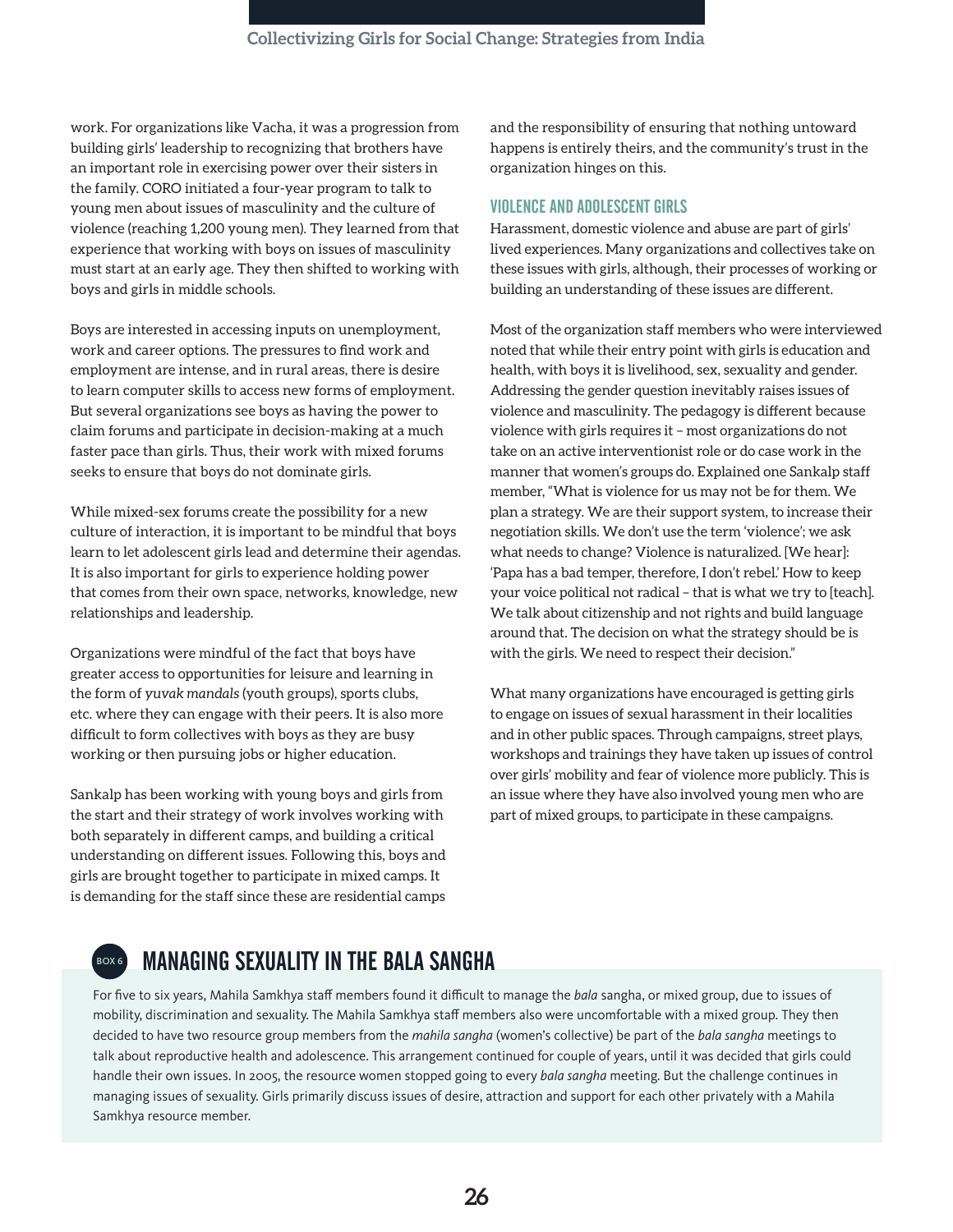work. For organizations like Vacha, it was a progression from building girls' leadership to recognizing that brothers have an important role in exercising power over their sisters in the family. CORO initiated a four-year program to talk to young men about issues of masculinity and the culture of violence (reaching 1,200 young men). They learned from that experience that working with boys on issues of masculinity must start at an early age. They then shifted to working with boys and girls in middle schools.

Boys are interested in accessing inputs on unemployment, work and career options. The pressures to find work and employment are intense, and in rural areas, there is desire to learn computer skills to access new forms of employment. But several organizations see boys as having the power to claim forums and participate in decision-making at a much faster pace than girls. Thus, their work with mixed forums seeks to ensure that boys do not dominate girls.

While mixed-sex forums create the possibility for a new culture of interaction, it is important to be mindful that boys learn to let adolescent girls lead and determine their agendas. It is also important for girls to experience holding power that comes from their own space, networks, knowledge, new relationships and leadership.

Organizations were mindful of the fact that boys have greater access to opportunities for leisure and learning in the form of *yuvak mandals* (youth groups), sports clubs, etc. where they can engage with their peers. It is also more difficult to form collectives with boys as they are busy working or then pursuing jobs or higher education.

Sankalp has been working with young boys and girls from the start and their strategy of work involves working with both separately in different camps, and building a critical understanding on different issues. Following this, boys and girls are brought together to participate in mixed camps. It is demanding for the staff since these are residential camps and the responsibility of ensuring that nothing untoward happens is entirely theirs, and the community's trust in the organization hinges on this.

### VIOLENCE AND ADOLESCENT GIRLS

Harassment, domestic violence and abuse are part of girls' lived experiences. Many organizations and collectives take on these issues with girls, although, their processes of working or building an understanding of these issues are different.

Most of the organization staff members who were interviewed noted that while their entry point with girls is education and health, with boys it is livelihood, sex, sexuality and gender. Addressing the gender question inevitably raises issues of violence and masculinity. The pedagogy is different because violence with girls requires it – most organizations do not take on an active interventionist role or do case work in the manner that women's groups do. Explained one Sankalp staff member, "What is violence for us may not be for them. We plan a strategy. We are their support system, to increase their negotiation skills. We don't use the term 'violence'; we ask what needs to change? Violence is naturalized. [We hear]: 'Papa has a bad temper, therefore, I don't rebel.' How to keep your voice political not radical – that is what we try to [teach]. We talk about citizenship and not rights and build language around that. The decision on what the strategy should be is with the girls. We need to respect their decision."

What many organizations have encouraged is getting girls to engage on issues of sexual harassment in their localities and in other public spaces. Through campaigns, street plays, workshops and trainings they have taken up issues of control over girls' mobility and fear of violence more publicly. This is an issue where they have also involved young men who are part of mixed groups, to participate in these campaigns.

### BOX 6: MANAGING SEXUALITY IN THE BALA SANGHA

For five to six years, Mahila Samkhya staff members found it difficult to manage the *bala* sangha, or mixed group, due to issues of mobility, discrimination and sexuality. The Mahila Samkhya staff members also were uncomfortable with a mixed group. They then decided to have two resource group members from the *mahila sangha* (women's collective) be part of the *bala sangha* meetings to talk about reproductive health and adolescence. This arrangement continued for couple of years, until it was decided that girls could handle their own issues. In 2005, the resource women stopped going to every *bala sangha* meeting. But the challenge continues in managing issues of sexuality. Girls primarily discuss issues of desire, attraction and support for each other privately with a Mahila Samkhya resource member.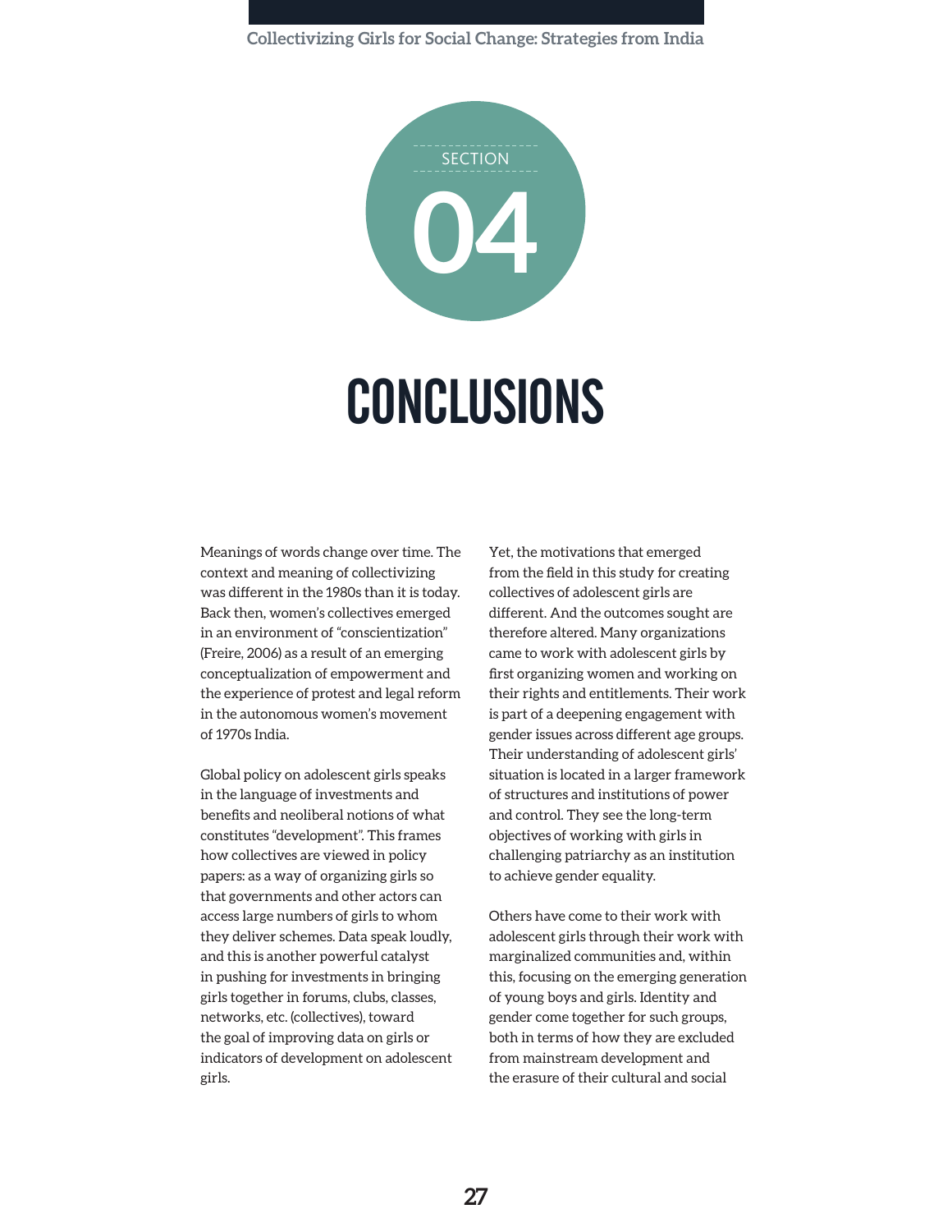# SECTION 04

# CONCLUSIONS

Meanings of words change over time. The context and meaning of collectivizing was different in the 1980s than it is today. Back then, women's collectives emerged in an environment of "conscientization" (Freire, 2006) as a result of an emerging conceptualization of empowerment and the experience of protest and legal reform in the autonomous women's movement of 1970s India.

Global policy on adolescent girls speaks in the language of investments and benefits and neoliberal notions of what constitutes "development". This frames how collectives are viewed in policy papers: as a way of organizing girls so that governments and other actors can access large numbers of girls to whom they deliver schemes. Data speak loudly, and this is another powerful catalyst in pushing for investments in bringing girls together in forums, clubs, classes, networks, etc. (collectives), toward the goal of improving data on girls or indicators of development on adolescent girls.

Yet, the motivations that emerged from the field in this study for creating collectives of adolescent girls are different. And the outcomes sought are therefore altered. Many organizations came to work with adolescent girls by first organizing women and working on their rights and entitlements. Their work is part of a deepening engagement with gender issues across different age groups. Their understanding of adolescent girls' situation is located in a larger framework of structures and institutions of power and control. They see the long-term objectives of working with girls in challenging patriarchy as an institution to achieve gender equality.

Others have come to their work with adolescent girls through their work with marginalized communities and, within this, focusing on the emerging generation of young boys and girls. Identity and gender come together for such groups, both in terms of how they are excluded from mainstream development and the erasure of their cultural and social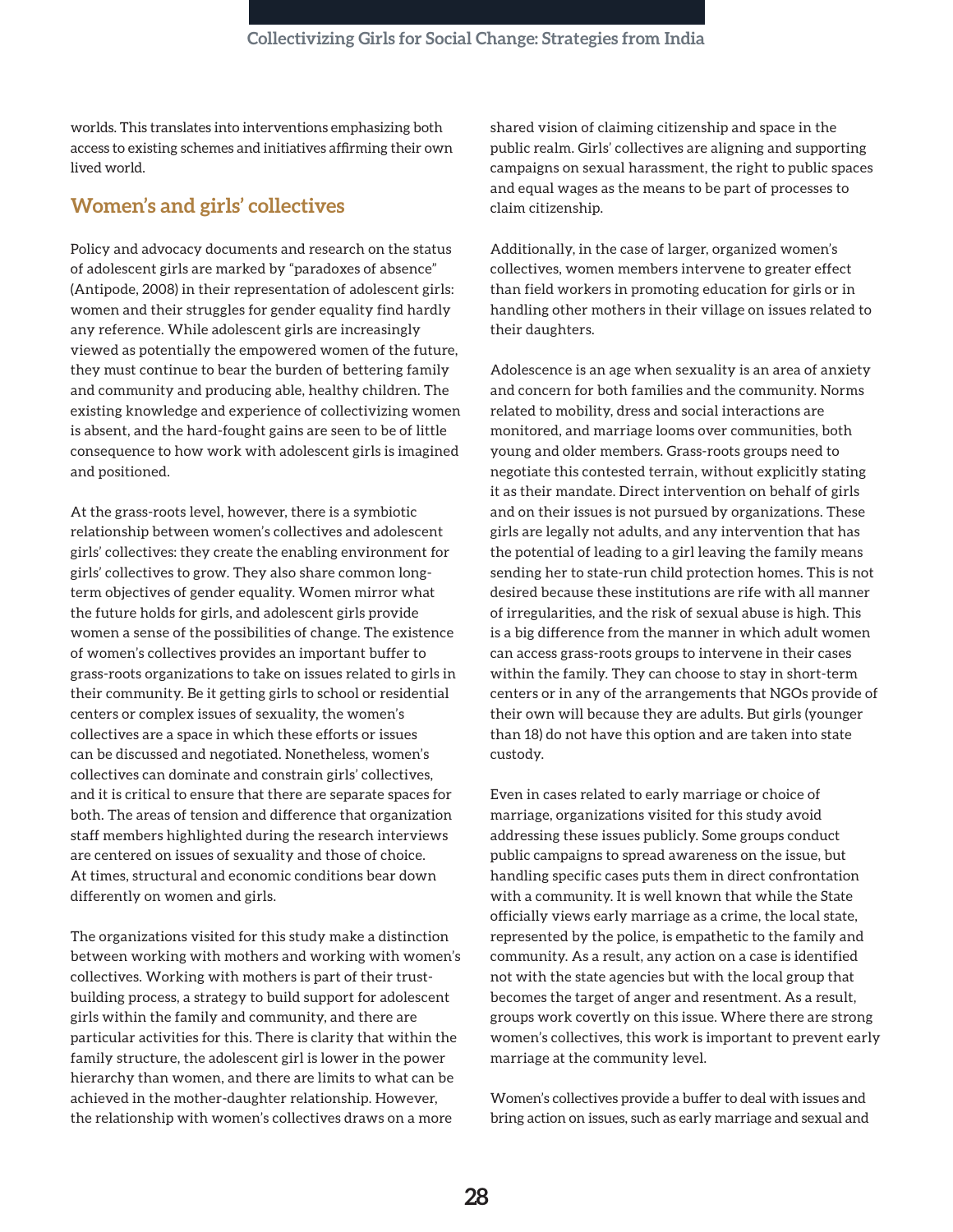worlds. This translates into interventions emphasizing both access to existing schemes and initiatives affirming their own lived world.

## Women's and girls' collectives

Policy and advocacy documents and research on the status of adolescent girls are marked by "paradoxes of absence" (Antipode, 2008) in their representation of adolescent girls: women and their struggles for gender equality find hardly any reference. While adolescent girls are increasingly viewed as potentially the empowered women of the future, they must continue to bear the burden of bettering family and community and producing able, healthy children. The existing knowledge and experience of collectivizing women is absent, and the hard-fought gains are seen to be of little consequence to how work with adolescent girls is imagined and positioned.

At the grass-roots level, however, there is a symbiotic relationship between women's collectives and adolescent girls' collectives: they create the enabling environment for girls' collectives to grow. They also share common long-term objectives of gender equality. Women mirror what the future holds for girls, and adolescent girls provide women a sense of the possibilities of change. The existence of women's collectives provides an important buffer to grass-roots organizations to take on issues related to girls in their community. Be it getting girls to school or residential centers or complex issues of sexuality, the women's collectives are a space in which these efforts or issues can be discussed and negotiated. Nonetheless, women's collectives can dominate and constrain girls' collectives, and it is critical to ensure that there are separate spaces for both. The areas of tension and difference that organization staff members highlighted during the research interviews are centered on issues of sexuality and those of choice. At times, structural and economic conditions bear down differently on women and girls.

The organizations visited for this study make a distinction between working with mothers and working with women's collectives. Working with mothers is part of their trust-building process, a strategy to build support for adolescent girls within the family and community, and there are particular activities for this. There is clarity that within the family structure, the adolescent girl is lower in the power hierarchy than women, and there are limits to what can be achieved in the mother-daughter relationship. However, the relationship with women's collectives draws on a more shared vision of claiming citizenship and space in the public realm. Girls' collectives are aligning and supporting campaigns on sexual harassment, the right to public spaces and equal wages as the means to be part of processes to claim citizenship.

Additionally, in the case of larger, organized women's collectives, women members intervene to greater effect than field workers in promoting education for girls or in handling other mothers in their village on issues related to their daughters.

Adolescence is an age when sexuality is an area of anxiety and concern for both families and the community. Norms related to mobility, dress and social interactions are monitored, and marriage looms over communities, both young and older members. Grass-roots groups need to negotiate this contested terrain, without explicitly stating it as their mandate. Direct intervention on behalf of girls and on their issues is not pursued by organizations. These girls are legally not adults, and any intervention that has the potential of leading to a girl leaving the family means sending her to state-run child protection homes. This is not desired because these institutions are rife with all manner of irregularities, and the risk of sexual abuse is high. This is a big difference from the manner in which adult women can access grass-roots groups to intervene in their cases within the family. They can choose to stay in short-term centers or in any of the arrangements that NGOs provide of their own will because they are adults. But girls (younger than 18) do not have this option and are taken into state custody.

Even in cases related to early marriage or choice of marriage, organizations visited for this study avoid addressing these issues publicly. Some groups conduct public campaigns to spread awareness on the issue, but handling specific cases puts them in direct confrontation with a community. It is well known that while the State officially views early marriage as a crime, the local state, represented by the police, is empathetic to the family and community. As a result, any action on a case is identified not with the state agencies but with the local group that becomes the target of anger and resentment. As a result, groups work covertly on this issue. Where there are strong women's collectives, this work is important to prevent early marriage at the community level.

Women's collectives provide a buffer to deal with issues and bring action on issues, such as early marriage and sexual and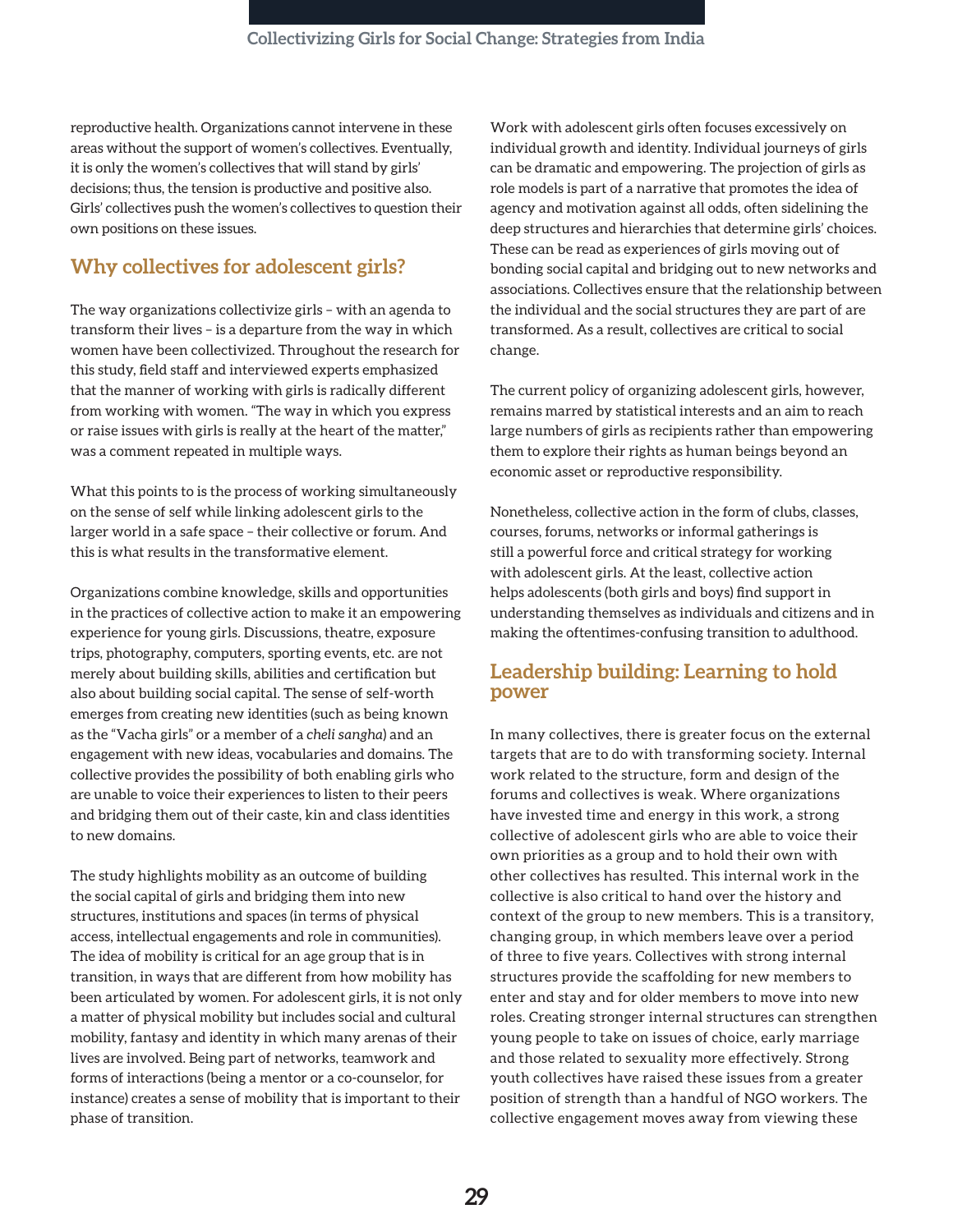reproductive health. Organizations cannot intervene in these areas without the support of women's collectives. Eventually, it is only the women's collectives that will stand by girls' decisions; thus, the tension is productive and positive also. Girls' collectives push the women's collectives to question their own positions on these issues.

## Why collectives for adolescent girls?

The way organizations collectivize girls – with an agenda to transform their lives – is a departure from the way in which women have been collectivized. Throughout the research for this study, field staff and interviewed experts emphasized that the manner of working with girls is radically different from working with women. "The way in which you express or raise issues with girls is really at the heart of the matter," was a comment repeated in multiple ways.

What this points to is the process of working simultaneously on the sense of self while linking adolescent girls to the larger world in a safe space – their collective or forum. And this is what results in the transformative element.

Organizations combine knowledge, skills and opportunities in the practices of collective action to make it an empowering experience for young girls. Discussions, theatre, exposure trips, photography, computers, sporting events, etc. are not merely about building skills, abilities and certification but also about building social capital. The sense of self-worth emerges from creating new identities (such as being known as the "Vacha girls" or a member of a *cheli sangha*) and an engagement with new ideas, vocabularies and domains. The collective provides the possibility of both enabling girls who are unable to voice their experiences to listen to their peers and bridging them out of their caste, kin and class identities to new domains.

The study highlights mobility as an outcome of building the social capital of girls and bridging them into new structures, institutions and spaces (in terms of physical access, intellectual engagements and role in communities). The idea of mobility is critical for an age group that is in transition, in ways that are different from how mobility has been articulated by women. For adolescent girls, it is not only a matter of physical mobility but includes social and cultural mobility, fantasy and identity in which many arenas of their lives are involved. Being part of networks, teamwork and forms of interactions (being a mentor or a co-counselor, for instance) creates a sense of mobility that is important to their phase of transition.

Work with adolescent girls often focuses excessively on individual growth and identity. Individual journeys of girls can be dramatic and empowering. The projection of girls as role models is part of a narrative that promotes the idea of agency and motivation against all odds, often sidelining the deep structures and hierarchies that determine girls' choices. These can be read as experiences of girls moving out of bonding social capital and bridging out to new networks and associations. Collectives ensure that the relationship between the individual and the social structures they are part of are transformed. As a result, collectives are critical to social change.

The current policy of organizing adolescent girls, however, remains marred by statistical interests and an aim to reach large numbers of girls as recipients rather than empowering them to explore their rights as human beings beyond an economic asset or reproductive responsibility.

Nonetheless, collective action in the form of clubs, classes, courses, forums, networks or informal gatherings is still a powerful force and critical strategy for working with adolescent girls. At the least, collective action helps adolescents (both girls and boys) find support in understanding themselves as individuals and citizens and in making the oftentimes-confusing transition to adulthood.

## Leadership building: Learning to hold power

In many collectives, there is greater focus on the external targets that are to do with transforming society. Internal work related to the structure, form and design of the forums and collectives is weak. Where organizations have invested time and energy in this work, a strong collective of adolescent girls who are able to voice their own priorities as a group and to hold their own with other collectives has resulted. This internal work in the collective is also critical to hand over the history and context of the group to new members. This is a transitory, changing group, in which members leave over a period of three to five years. Collectives with strong internal structures provide the scaffolding for new members to enter and stay and for older members to move into new roles. Creating stronger internal structures can strengthen young people to take on issues of choice, early marriage and those related to sexuality more effectively. Strong youth collectives have raised these issues from a greater position of strength than a handful of NGO workers. The collective engagement moves away from viewing these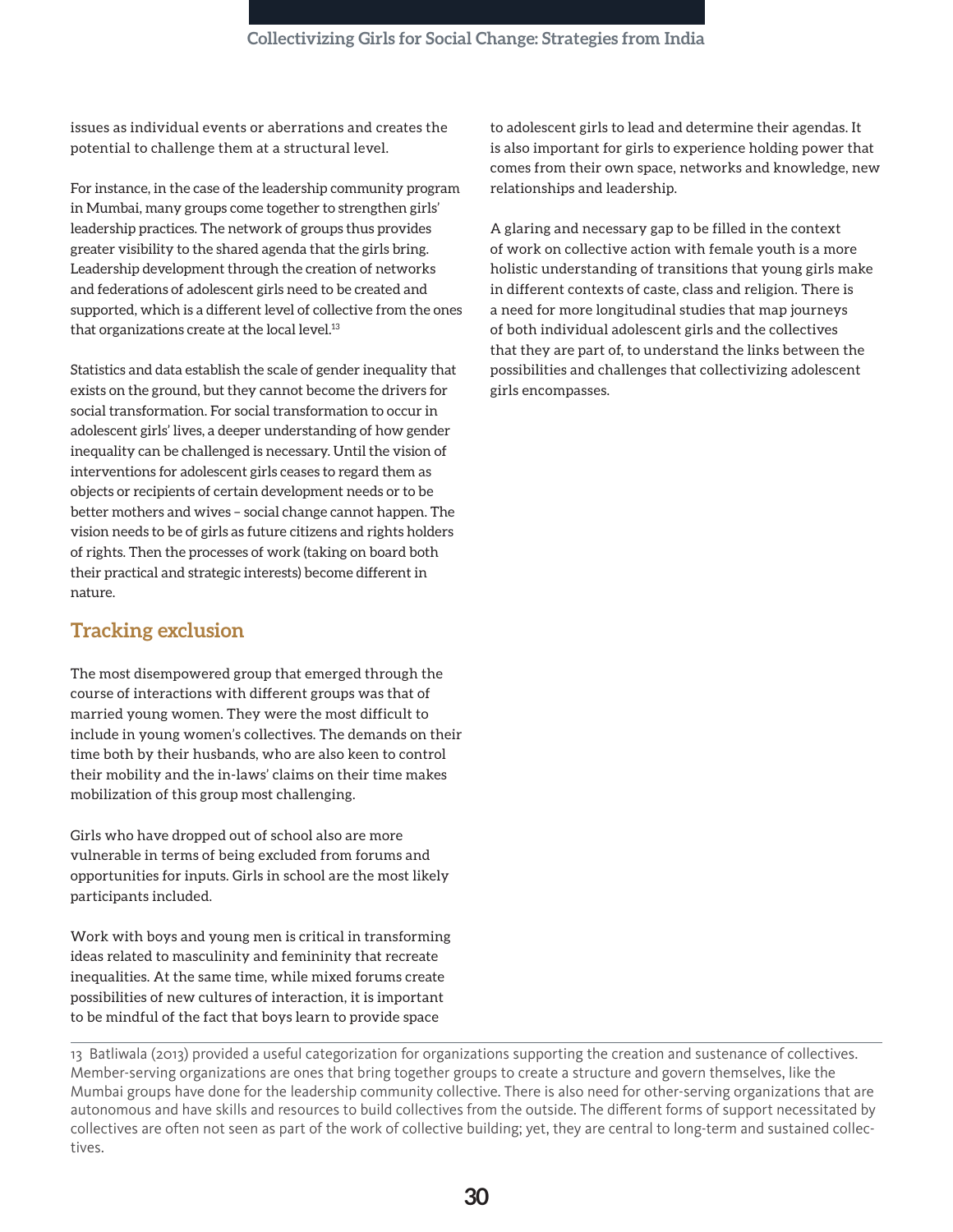issues as individual events or aberrations and creates the potential to challenge them at a structural level.

For instance, in the case of the leadership community program in Mumbai, many groups come together to strengthen girls' leadership practices. The network of groups thus provides greater visibility to the shared agenda that the girls bring. Leadership development through the creation of networks and federations of adolescent girls need to be created and supported, which is a different level of collective from the ones that organizations create at the local level.[13]

Statistics and data establish the scale of gender inequality that exists on the ground, but they cannot become the drivers for social transformation. For social transformation to occur in adolescent girls' lives, a deeper understanding of how gender inequality can be challenged is necessary. Until the vision of interventions for adolescent girls ceases to regard them as objects or recipients of certain development needs or to be better mothers and wives – social change cannot happen. The vision needs to be of girls as future citizens and rights holders of rights. Then the processes of work (taking on board both their practical and strategic interests) become different in nature.

## Tracking exclusion

The most disempowered group that emerged through the course of interactions with different groups was that of married young women. They were the most difficult to include in young women's collectives. The demands on their time both by their husbands, who are also keen to control their mobility and the in-laws' claims on their time makes mobilization of this group most challenging.

Girls who have dropped out of school also are more vulnerable in terms of being excluded from forums and opportunities for inputs. Girls in school are the most likely participants included.

Work with boys and young men is critical in transforming ideas related to masculinity and femininity that recreate inequalities. At the same time, while mixed forums create possibilities of new cultures of interaction, it is important to be mindful of the fact that boys learn to provide space to adolescent girls to lead and determine their agendas. It is also important for girls to experience holding power that comes from their own space, networks and knowledge, new relationships and leadership.

A glaring and necessary gap to be filled in the context of work on collective action with female youth is a more holistic understanding of transitions that young girls make in different contexts of caste, class and religion. There is a need for more longitudinal studies that map journeys of both individual adolescent girls and the collectives that they are part of, to understand the links between the possibilities and challenges that collectivizing adolescent girls encompasses.

---

13 Batliwala (2013) provided a useful categorization for organizations supporting the creation and sustenance of collectives. Member-serving organizations are ones that bring together groups to create a structure and govern themselves, like the Mumbai groups have done for the leadership community collective. There is also need for other-serving organizations that are autonomous and have skills and resources to build collectives from the outside. The different forms of support necessitated by collectives are often not seen as part of the work of collective building; yet, they are central to long-term and sustained collectives.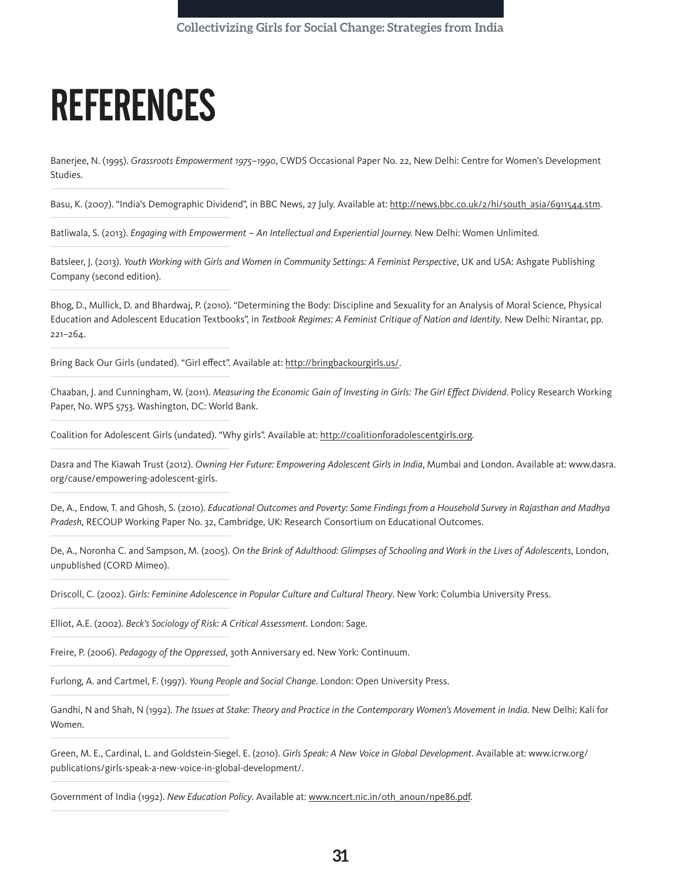# REFERENCES

Banerjee, N. (1995). *Grassroots Empowerment 1975–1990*, CWDS Occasional Paper No. 22, New Delhi: Centre for Women's Development Studies.

Basu, K. (2007). "India's Demographic Dividend", in BBC News, 27 July. Available at: http://news.bbc.co.uk/2/hi/south_asia/6911544.stm.

Batliwala, S. (2013). *Engaging with Empowerment – An Intellectual and Experiential Journey.* New Delhi: Women Unlimited.

Batsleer, J. (2013). *Youth Working with Girls and Women in Community Settings: A Feminist Perspective*, UK and USA: Ashgate Publishing Company (second edition).

Bhog, D., Mullick, D. and Bhardwaj, P. (2010). "Determining the Body: Discipline and Sexuality for an Analysis of Moral Science, Physical Education and Adolescent Education Textbooks", in *Textbook Regimes: A Feminist Critique of Nation and Identity*. New Delhi: Nirantar, pp. 221–264.

Bring Back Our Girls (undated). "Girl effect". Available at: http://bringbackourgirls.us/.

Chaaban, J. and Cunningham, W. (2011). *Measuring the Economic Gain of Investing in Girls: The Girl Effect Dividend*. Policy Research Working Paper, No. WPS 5753. Washington, DC: World Bank.

Coalition for Adolescent Girls (undated). "Why girls". Available at: http://coalitionforadolescentgirls.org.

Dasra and The Kiawah Trust (2012). *Owning Her Future: Empowering Adolescent Girls in India*, Mumbai and London. Available at: www.dasra.org/cause/empowering-adolescent-girls.

De, A., Endow, T. and Ghosh, S. (2010). *Educational Outcomes and Poverty: Some Findings from a Household Survey in Rajasthan and Madhya Pradesh,* RECOUP Working Paper No. 32, Cambridge, UK: Research Consortium on Educational Outcomes.

De, A., Noronha C. and Sampson, M. (2005). *On the Brink of Adulthood: Glimpses of Schooling and Work in the Lives of Adolescents*, London, unpublished (CORD Mimeo).

Driscoll, C. (2002). *Girls: Feminine Adolescence in Popular Culture and Cultural Theory*. New York: Columbia University Press.

Elliot, A.E. (2002). *Beck's Sociology of Risk: A Critical Assessment*. London: Sage.

Freire, P. (2006). *Pedagogy of the Oppressed*, 30th Anniversary ed. New York: Continuum.

Furlong, A. and Cartmel, F. (1997). *Young People and Social Change*. London: Open University Press.

Gandhi, N and Shah, N (1992). *The Issues at Stake: Theory and Practice in the Contemporary Women's Movement in India.* New Delhi: Kali for Women.

Green, M. E., Cardinal, L. and Goldstein-Siegel. E. (2010). *Girls Speak: A New Voice in Global Development*. Available at: www.icrw.org/publications/girls-speak-a-new-voice-in-global-development/.

Government of India (1992). *New Education Policy*. Available at: www.ncert.nic.in/oth_anoun/npe86.pdf.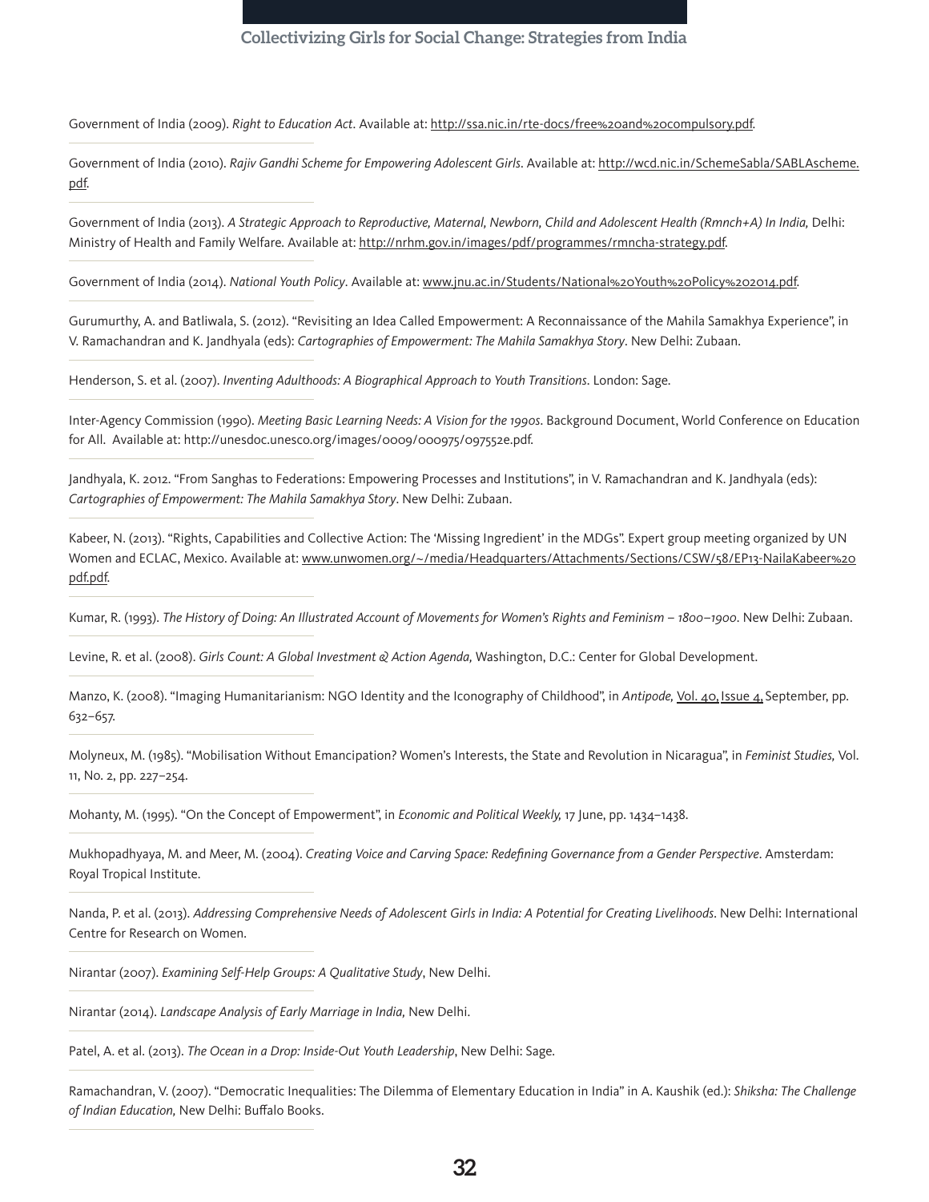Government of India (2009). *Right to Education Act*. Available at: http://ssa.nic.in/rte-docs/free%20and%20compulsory.pdf.

Government of India (2010). *Rajiv Gandhi Scheme for Empowering Adolescent Girls*. Available at: http://wcd.nic.in/SchemeSabla/SABLAscheme.pdf.

Government of India (2013). *A Strategic Approach to Reproductive, Maternal, Newborn, Child and Adolescent Health (Rmnch+A) In India,* Delhi: Ministry of Health and Family Welfare. Available at: http://nrhm.gov.in/images/pdf/programmes/rmncha-strategy.pdf.

Government of India (2014). *National Youth Policy*. Available at: www.jnu.ac.in/Students/National%20Youth%20Policy%202014.pdf.

Gurumurthy, A. and Batliwala, S. (2012). "Revisiting an Idea Called Empowerment: A Reconnaissance of the Mahila Samakhya Experience", in V. Ramachandran and K. Jandhyala (eds): *Cartographies of Empowerment: The Mahila Samakhya Story*. New Delhi: Zubaan.

Henderson, S. et al. (2007). *Inventing Adulthoods: A Biographical Approach to Youth Transitions*. London: Sage.

Inter-Agency Commission (1990). *Meeting Basic Learning Needs: A Vision for the 1990s*. Background Document, World Conference on Education for All. Available at: http://unesdoc.unesco.org/images/0009/000975/097552e.pdf.

Jandhyala, K. 2012. "From Sanghas to Federations: Empowering Processes and Institutions", in V. Ramachandran and K. Jandhyala (eds): *Cartographies of Empowerment: The Mahila Samakhya Story*. New Delhi: Zubaan.

Kabeer, N. (2013). "Rights, Capabilities and Collective Action: The 'Missing Ingredient' in the MDGs". Expert group meeting organized by UN Women and ECLAC, Mexico. Available at: www.unwomen.org/~/media/Headquarters/Attachments/Sections/CSW/58/EP13-NailaKabeer%20pdf.pdf.

Kumar, R. (1993). *The History of Doing: An Illustrated Account of Movements for Women's Rights and Feminism – 1800–1900*. New Delhi: Zubaan.

Levine, R. et al. (2008). *Girls Count: A Global Investment & Action Agenda,* Washington, D.C.: Center for Global Development.

Manzo, K. (2008). "Imaging Humanitarianism: NGO Identity and the Iconography of Childhood", in *Antipode,* Vol. 40, Issue 4, September, pp. 632–657.

Molyneux, M. (1985). "Mobilisation Without Emancipation? Women's Interests, the State and Revolution in Nicaragua", in *Feminist Studies,* Vol. 11, No. 2, pp. 227–254.

Mohanty, M. (1995). "On the Concept of Empowerment", in *Economic and Political Weekly,* 17 June, pp. 1434–1438.

Mukhopadhyaya, M. and Meer, M. (2004). *Creating Voice and Carving Space: Redefining Governance from a Gender Perspective*. Amsterdam: Royal Tropical Institute.

Nanda, P. et al. (2013). *Addressing Comprehensive Needs of Adolescent Girls in India: A Potential for Creating Livelihoods*. New Delhi: International Centre for Research on Women.

Nirantar (2007). *Examining Self-Help Groups: A Qualitative Study*, New Delhi.

Nirantar (2014). *Landscape Analysis of Early Marriage in India,* New Delhi.

Patel, A. et al. (2013). *The Ocean in a Drop: Inside-Out Youth Leadership*, New Delhi: Sage.

Ramachandran, V. (2007). "Democratic Inequalities: The Dilemma of Elementary Education in India" in A. Kaushik (ed.): *Shiksha: The Challenge of Indian Education,* New Delhi: Buffalo Books.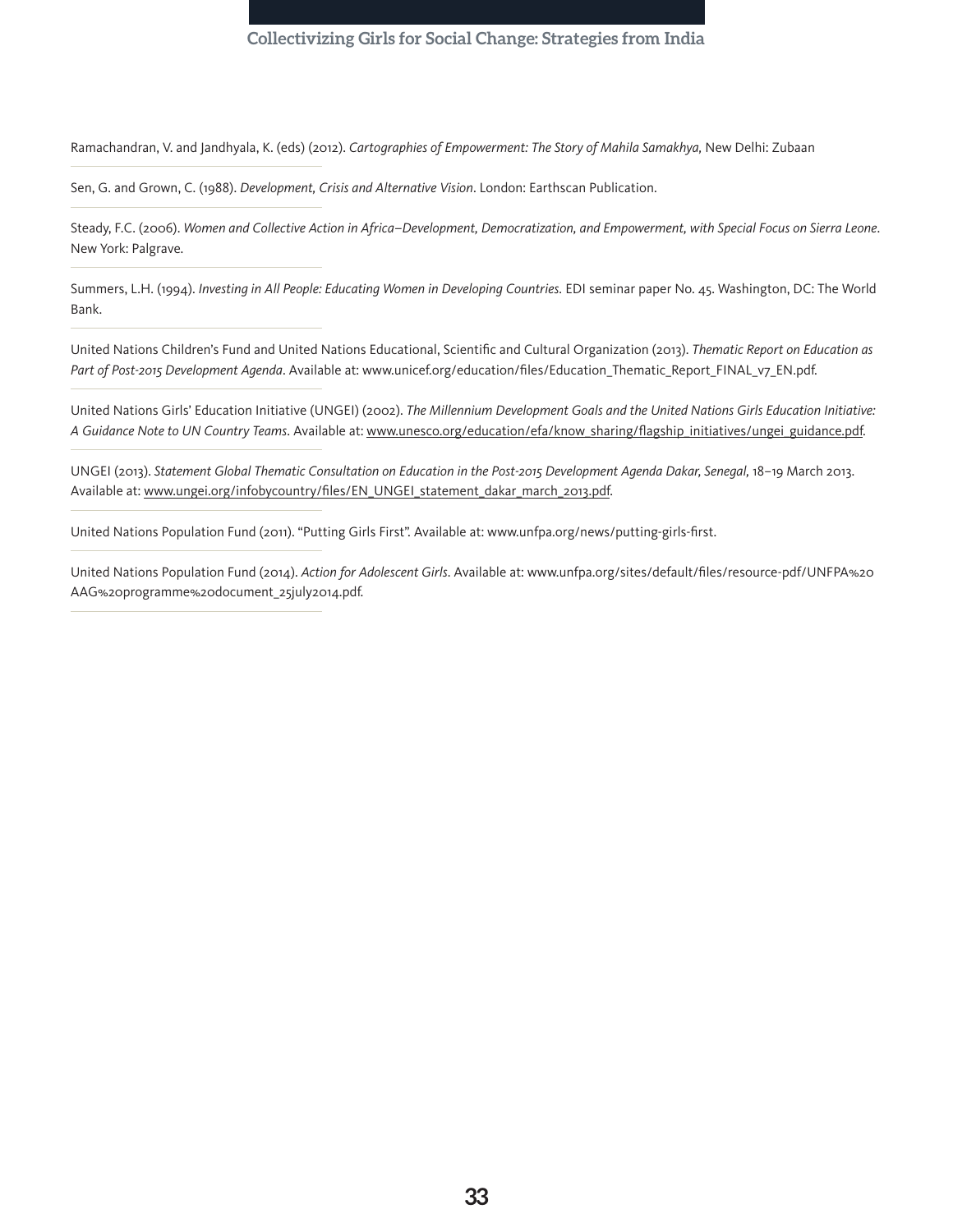Ramachandran, V. and Jandhyala, K. (eds) (2012). *Cartographies of Empowerment: The Story of Mahila Samakhya,* New Delhi: Zubaan

Sen, G. and Grown, C. (1988). *Development, Crisis and Alternative Vision*. London: Earthscan Publication.

Steady, F.C. (2006). *Women and Collective Action in Africa–Development, Democratization, and Empowerment, with Special Focus on Sierra Leone*. New York: Palgrave.

Summers, L.H. (1994). *Investing in All People: Educating Women in Developing Countries.* EDI seminar paper No. 45. Washington, DC: The World Bank.

United Nations Children's Fund and United Nations Educational, Scientific and Cultural Organization (2013). *Thematic Report on Education as Part of Post-2015 Development Agenda*. Available at: www.unicef.org/education/files/Education_Thematic_Report_FINAL_v7_EN.pdf.

United Nations Girls' Education Initiative (UNGEI) (2002). *The Millennium Development Goals and the United Nations Girls Education Initiative: A Guidance Note to UN Country Teams.* Available at: www.unesco.org/education/efa/know_sharing/flagship_initiatives/ungei_guidance.pdf.

UNGEI (2013). *Statement Global Thematic Consultation on Education in the Post-2015 Development Agenda Dakar, Senegal,* 18–19 March 2013. Available at: www.ungei.org/infobycountry/files/EN_UNGEI_statement_dakar_march_2013.pdf.

United Nations Population Fund (2011). "Putting Girls First". Available at: www.unfpa.org/news/putting-girls-first.

United Nations Population Fund (2014). *Action for Adolescent Girls*. Available at: www.unfpa.org/sites/default/files/resource-pdf/UNFPA%20AAG%20programme%20document_25july2014.pdf.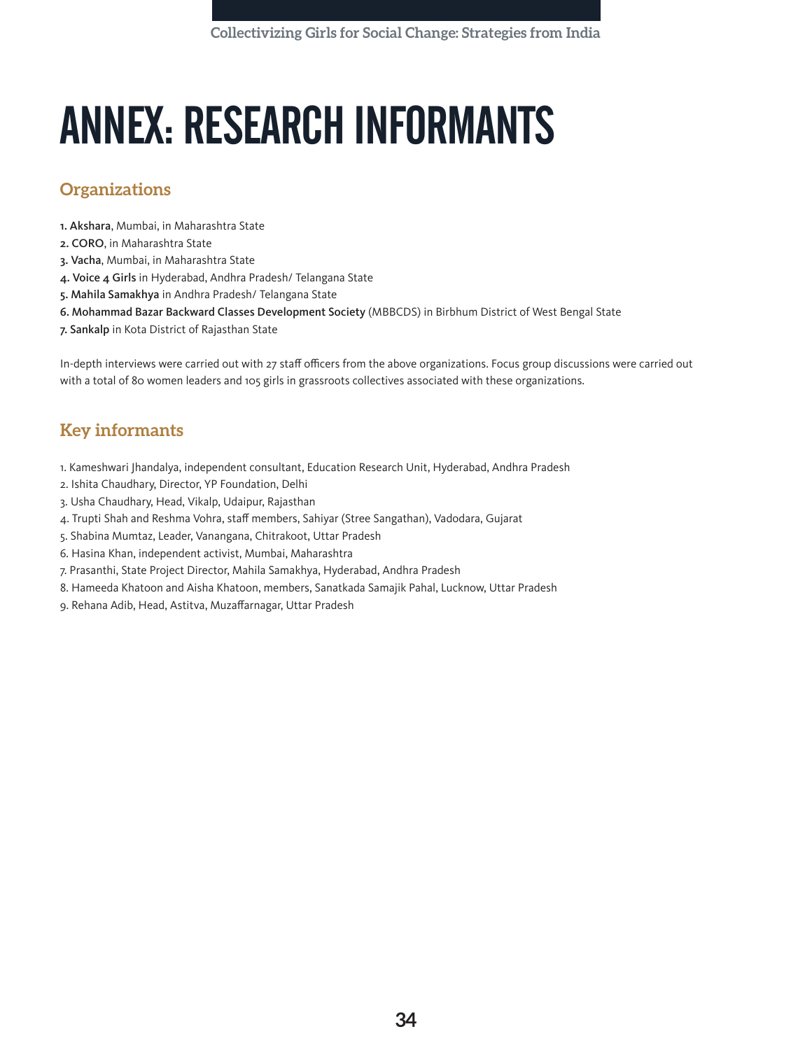# ANNEX: RESEARCH INFORMANTS

## Organizations

1. **Akshara**, Mumbai, in Maharashtra State
2. **CORO**, in Maharashtra State
3. **Vacha**, Mumbai, in Maharashtra State
4. **Voice 4 Girls** in Hyderabad, Andhra Pradesh/ Telangana State
5. **Mahila Samakhya** in Andhra Pradesh/ Telangana State
6. **Mohammad Bazar Backward Classes Development Society** (MBBCDS) in Birbhum District of West Bengal State
7. **Sankalp** in Kota District of Rajasthan State

In-depth interviews were carried out with 27 staff officers from the above organizations. Focus group discussions were carried out with a total of 80 women leaders and 105 girls in grassroots collectives associated with these organizations.

## Key informants

1. Kameshwari Jhandalya, independent consultant, Education Research Unit, Hyderabad, Andhra Pradesh
2. Ishita Chaudhary, Director, YP Foundation, Delhi
3. Usha Chaudhary, Head, Vikalp, Udaipur, Rajasthan
4. Trupti Shah and Reshma Vohra, staff members, Sahiyar (Stree Sangathan), Vadodara, Gujarat
5. Shabina Mumtaz, Leader, Vanangana, Chitrakoot, Uttar Pradesh
6. Hasina Khan, independent activist, Mumbai, Maharashtra
7. Prasanthi, State Project Director, Mahila Samakhya, Hyderabad, Andhra Pradesh
8. Hameeda Khatoon and Aisha Khatoon, members, Sanatkada Samajik Pahal, Lucknow, Uttar Pradesh
9. Rehana Adib, Head, Astitva, Muzaffarnagar, Uttar Pradesh